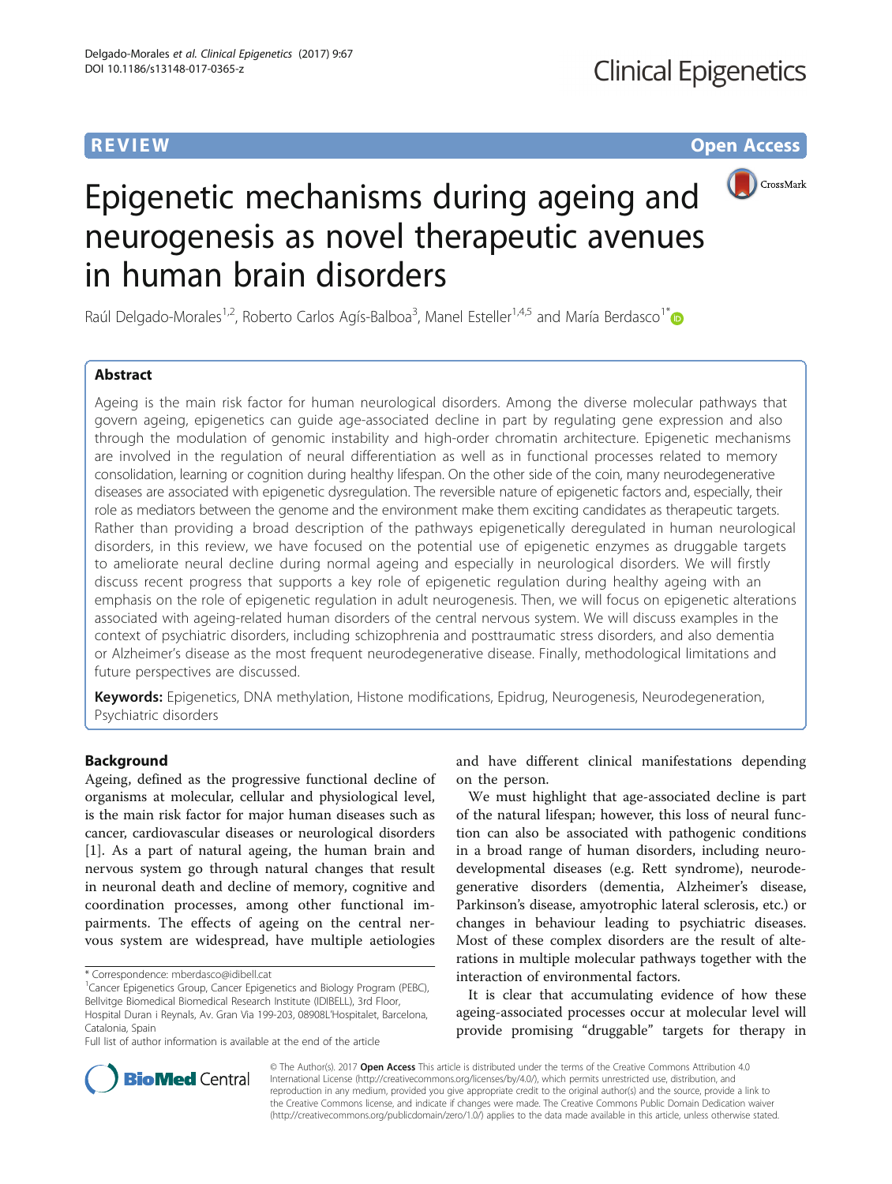**REVIEW** **Open Access**

# Epigenetic mechanisms during ageing and neurogenesis as novel therapeutic avenues in human brain disorders

Raúl Delgado-Morales[1,2], Roberto Carlos Agís-Balboa[3], Manel Esteller[1,4,5] and María Berdasco[1*]

## Abstract

Ageing is the main risk factor for human neurological disorders. Among the diverse molecular pathways that govern ageing, epigenetics can guide age-associated decline in part by regulating gene expression and also through the modulation of genomic instability and high-order chromatin architecture. Epigenetic mechanisms are involved in the regulation of neural differentiation as well as in functional processes related to memory consolidation, learning or cognition during healthy lifespan. On the other side of the coin, many neurodegenerative diseases are associated with epigenetic dysregulation. The reversible nature of epigenetic factors and, especially, their role as mediators between the genome and the environment make them exciting candidates as therapeutic targets. Rather than providing a broad description of the pathways epigenetically deregulated in human neurological disorders, in this review, we have focused on the potential use of epigenetic enzymes as druggable targets to ameliorate neural decline during normal ageing and especially in neurological disorders. We will firstly discuss recent progress that supports a key role of epigenetic regulation during healthy ageing with an emphasis on the role of epigenetic regulation in adult neurogenesis. Then, we will focus on epigenetic alterations associated with ageing-related human disorders of the central nervous system. We will discuss examples in the context of psychiatric disorders, including schizophrenia and posttraumatic stress disorders, and also dementia or Alzheimer's disease as the most frequent neurodegenerative disease. Finally, methodological limitations and future perspectives are discussed.

**Keywords:** Epigenetics, DNA methylation, Histone modifications, Epidrug, Neurogenesis, Neurodegeneration, Psychiatric disorders

## Background

Ageing, defined as the progressive functional decline of organisms at molecular, cellular and physiological level, is the main risk factor for major human diseases such as cancer, cardiovascular diseases or neurological disorders [1]. As a part of natural ageing, the human brain and nervous system go through natural changes that result in neuronal death and decline of memory, cognitive and coordination processes, among other functional impairments. The effects of ageing on the central nervous system are widespread, have multiple aetiologies and have different clinical manifestations depending on the person.

We must highlight that age-associated decline is part of the natural lifespan; however, this loss of neural function can also be associated with pathogenic conditions in a broad range of human disorders, including neurodevelopmental diseases (e.g. Rett syndrome), neurodegenerative disorders (dementia, Alzheimer's disease, Parkinson's disease, amyotrophic lateral sclerosis, etc.) or changes in behaviour leading to psychiatric diseases. Most of these complex disorders are the result of alterations in multiple molecular pathways together with the interaction of environmental factors.

It is clear that accumulating evidence of how these ageing-associated processes occur at molecular level will provide promising "druggable" targets for therapy in

\* Correspondence: mberdasco@idibell.cat

[1]Cancer Epigenetics Group, Cancer Epigenetics and Biology Program (PEBC), Bellvitge Biomedical Biomedical Research Institute (IDIBELL), 3rd Floor, Hospital Duran i Reynals, Av. Gran Via 199-203, 08908L'Hospitalet, Barcelona, Catalonia, Spain

Full list of author information is available at the end of the article

© The Author(s). 2017 **Open Access** This article is distributed under the terms of the Creative Commons Attribution 4.0 International License (http://creativecommons.org/licenses/by/4.0/), which permits unrestricted use, distribution, and reproduction in any medium, provided you give appropriate credit to the original author(s) and the source, provide a link to the Creative Commons license, and indicate if changes were made. The Creative Commons Public Domain Dedication waiver (http://creativecommons.org/publicdomain/zero/1.0/) applies to the data made available in this article, unless otherwise stated.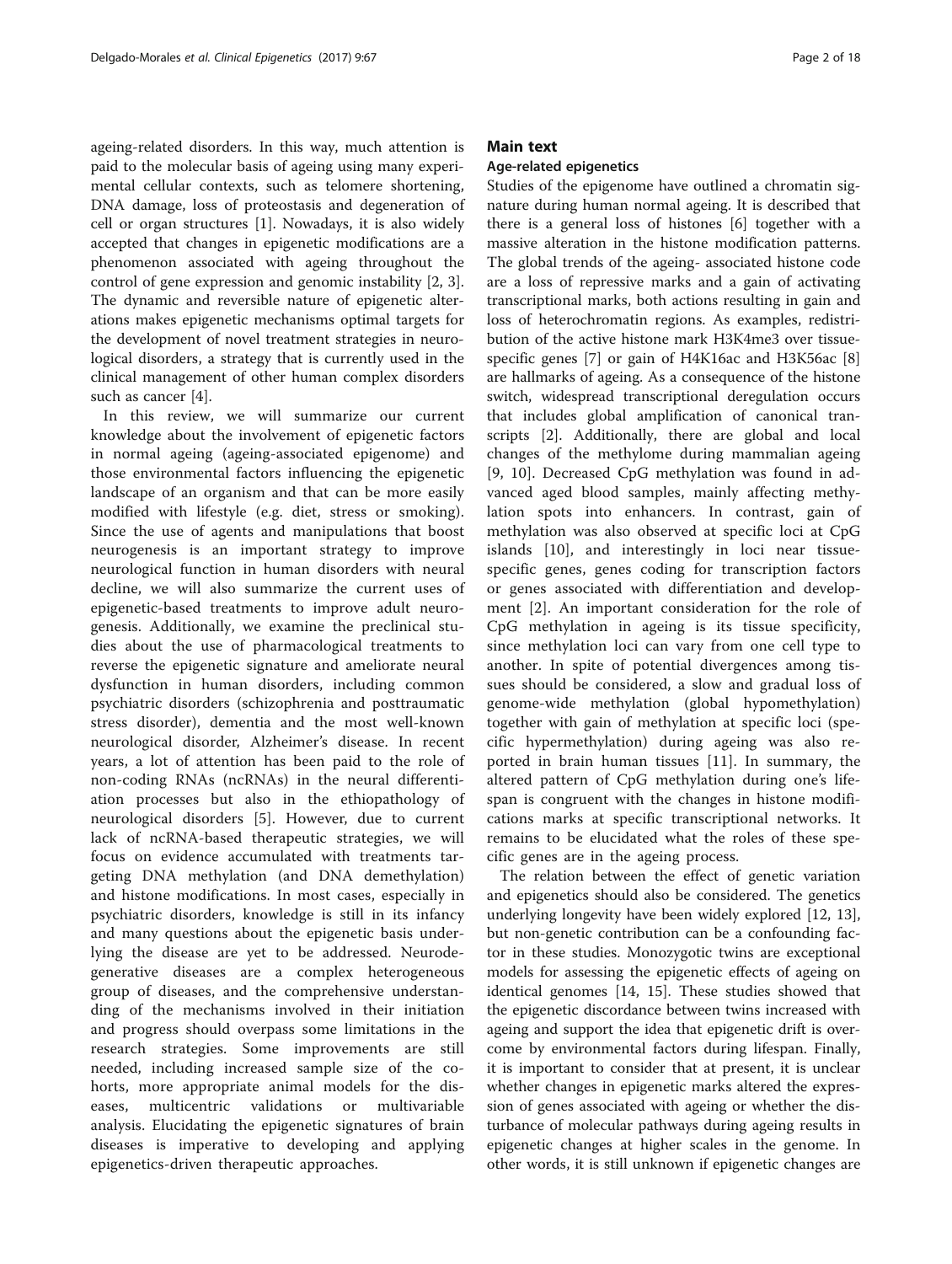ageing-related disorders. In this way, much attention is paid to the molecular basis of ageing using many experimental cellular contexts, such as telomere shortening, DNA damage, loss of proteostasis and degeneration of cell or organ structures [1]. Nowadays, it is also widely accepted that changes in epigenetic modifications are a phenomenon associated with ageing throughout the control of gene expression and genomic instability [2, 3]. The dynamic and reversible nature of epigenetic alterations makes epigenetic mechanisms optimal targets for the development of novel treatment strategies in neurological disorders, a strategy that is currently used in the clinical management of other human complex disorders such as cancer [4].

In this review, we will summarize our current knowledge about the involvement of epigenetic factors in normal ageing (ageing-associated epigenome) and those environmental factors influencing the epigenetic landscape of an organism and that can be more easily modified with lifestyle (e.g. diet, stress or smoking). Since the use of agents and manipulations that boost neurogenesis is an important strategy to improve neurological function in human disorders with neural decline, we will also summarize the current uses of epigenetic-based treatments to improve adult neurogenesis. Additionally, we examine the preclinical studies about the use of pharmacological treatments to reverse the epigenetic signature and ameliorate neural dysfunction in human disorders, including common psychiatric disorders (schizophrenia and posttraumatic stress disorder), dementia and the most well-known neurological disorder, Alzheimer's disease. In recent years, a lot of attention has been paid to the role of non-coding RNAs (ncRNAs) in the neural differentiation processes but also in the ethiopathology of neurological disorders [5]. However, due to current lack of ncRNA-based therapeutic strategies, we will focus on evidence accumulated with treatments targeting DNA methylation (and DNA demethylation) and histone modifications. In most cases, especially in psychiatric disorders, knowledge is still in its infancy and many questions about the epigenetic basis underlying the disease are yet to be addressed. Neurodegenerative diseases are a complex heterogeneous group of diseases, and the comprehensive understanding of the mechanisms involved in their initiation and progress should overpass some limitations in the research strategies. Some improvements are still needed, including increased sample size of the cohorts, more appropriate animal models for the diseases, multicentric validations or multivariable analysis. Elucidating the epigenetic signatures of brain diseases is imperative to developing and applying epigenetics-driven therapeutic approaches.

## Main text

### Age-related epigenetics

Studies of the epigenome have outlined a chromatin signature during human normal ageing. It is described that there is a general loss of histones [6] together with a massive alteration in the histone modification patterns. The global trends of the ageing- associated histone code are a loss of repressive marks and a gain of activating transcriptional marks, both actions resulting in gain and loss of heterochromatin regions. As examples, redistribution of the active histone mark H3K4me3 over tissue-specific genes [7] or gain of H4K16ac and H3K56ac [8] are hallmarks of ageing. As a consequence of the histone switch, widespread transcriptional deregulation occurs that includes global amplification of canonical transcripts [2]. Additionally, there are global and local changes of the methylome during mammalian ageing [9, 10]. Decreased CpG methylation was found in advanced aged blood samples, mainly affecting methylation spots into enhancers. In contrast, gain of methylation was also observed at specific loci at CpG islands [10], and interestingly in loci near tissue-specific genes, genes coding for transcription factors or genes associated with differentiation and development [2]. An important consideration for the role of CpG methylation in ageing is its tissue specificity, since methylation loci can vary from one cell type to another. In spite of potential divergences among tissues should be considered, a slow and gradual loss of genome-wide methylation (global hypomethylation) together with gain of methylation at specific loci (specific hypermethylation) during ageing was also reported in brain human tissues [11]. In summary, the altered pattern of CpG methylation during one's lifespan is congruent with the changes in histone modifications marks at specific transcriptional networks. It remains to be elucidated what the roles of these specific genes are in the ageing process.

The relation between the effect of genetic variation and epigenetics should also be considered. The genetics underlying longevity have been widely explored [12, 13], but non-genetic contribution can be a confounding factor in these studies. Monozygotic twins are exceptional models for assessing the epigenetic effects of ageing on identical genomes [14, 15]. These studies showed that the epigenetic discordance between twins increased with ageing and support the idea that epigenetic drift is overcome by environmental factors during lifespan. Finally, it is important to consider that at present, it is unclear whether changes in epigenetic marks altered the expression of genes associated with ageing or whether the disturbance of molecular pathways during ageing results in epigenetic changes at higher scales in the genome. In other words, it is still unknown if epigenetic changes are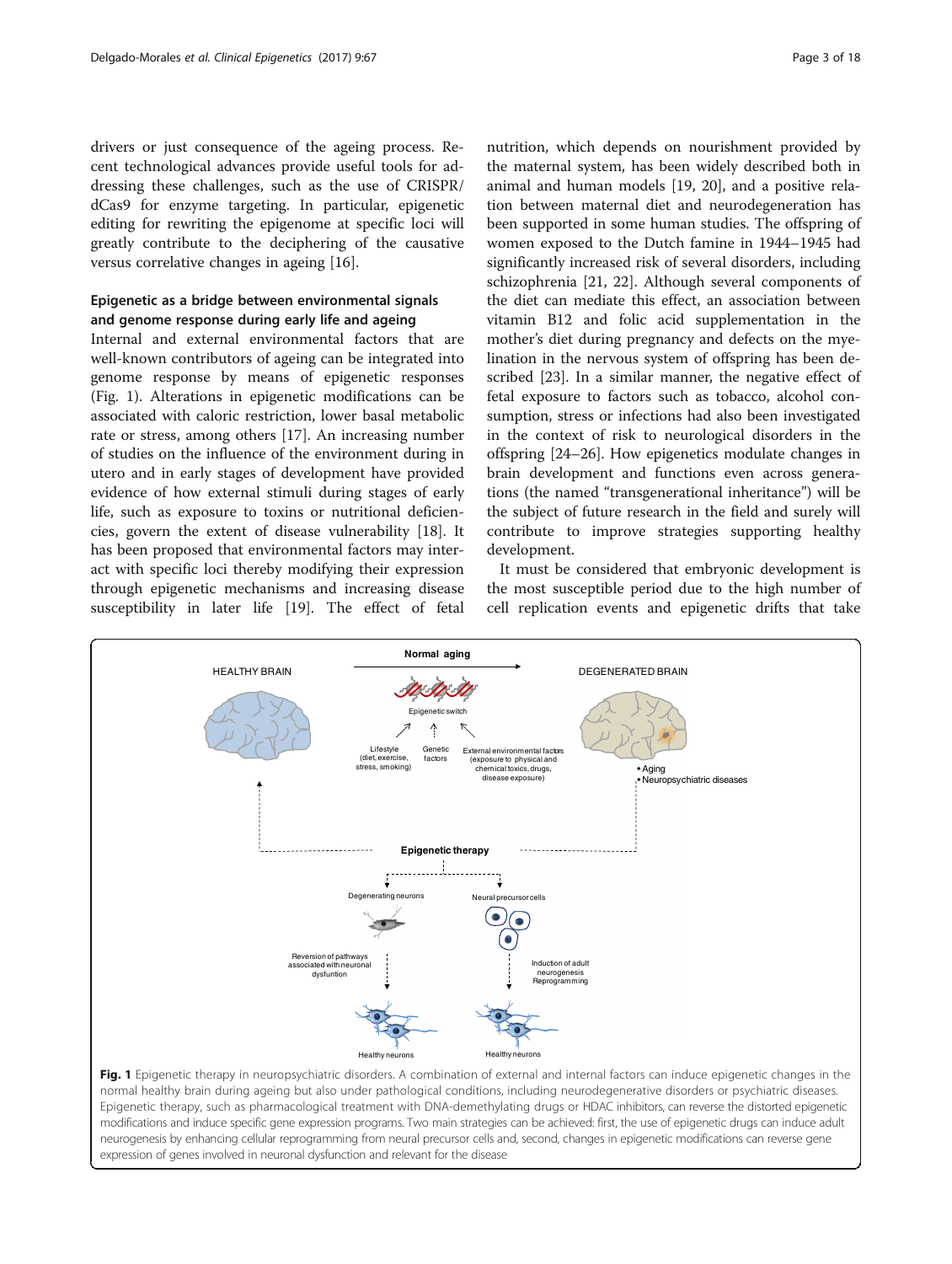drivers or just consequence of the ageing process. Recent technological advances provide useful tools for addressing these challenges, such as the use of CRISPR/dCas9 for enzyme targeting. In particular, epigenetic editing for rewriting the epigenome at specific loci will greatly contribute to the deciphering of the causative versus correlative changes in ageing [16].

### Epigenetic as a bridge between environmental signals and genome response during early life and ageing

Internal and external environmental factors that are well-known contributors of ageing can be integrated into genome response by means of epigenetic responses (Fig. 1). Alterations in epigenetic modifications can be associated with caloric restriction, lower basal metabolic rate or stress, among others [17]. An increasing number of studies on the influence of the environment during in utero and in early stages of development have provided evidence of how external stimuli during stages of early life, such as exposure to toxins or nutritional deficiencies, govern the extent of disease vulnerability [18]. It has been proposed that environmental factors may interact with specific loci thereby modifying their expression through epigenetic mechanisms and increasing disease susceptibility in later life [19]. The effect of fetal nutrition, which depends on nourishment provided by the maternal system, has been widely described both in animal and human models [19, 20], and a positive relation between maternal diet and neurodegeneration has been supported in some human studies. The offspring of women exposed to the Dutch famine in 1944–1945 had significantly increased risk of several disorders, including schizophrenia [21, 22]. Although several components of the diet can mediate this effect, an association between vitamin B12 and folic acid supplementation in the mother's diet during pregnancy and defects on the myelination in the nervous system of offspring has been described [23]. In a similar manner, the negative effect of fetal exposure to factors such as tobacco, alcohol consumption, stress or infections had also been investigated in the context of risk to neurological disorders in the offspring [24–26]. How epigenetics modulate changes in brain development and functions even across generations (the named "transgenerational inheritance") will be the subject of future research in the field and surely will contribute to improve strategies supporting healthy development.

It must be considered that embryonic development is the most susceptible period due to the high number of cell replication events and epigenetic drifts that take

**Fig. 1** Epigenetic therapy in neuropsychiatric disorders. A combination of external and internal factors can induce epigenetic changes in the normal healthy brain during ageing but also under pathological conditions, including neurodegenerative disorders or psychiatric diseases. Epigenetic therapy, such as pharmacological treatment with DNA-demethylating drugs or HDAC inhibitors, can reverse the distorted epigenetic modifications and induce specific gene expression programs. Two main strategies can be achieved: first, the use of epigenetic drugs can induce adult neurogenesis by enhancing cellular reprogramming from neural precursor cells and, second, changes in epigenetic modifications can reverse gene expression of genes involved in neuronal dysfunction and relevant for the disease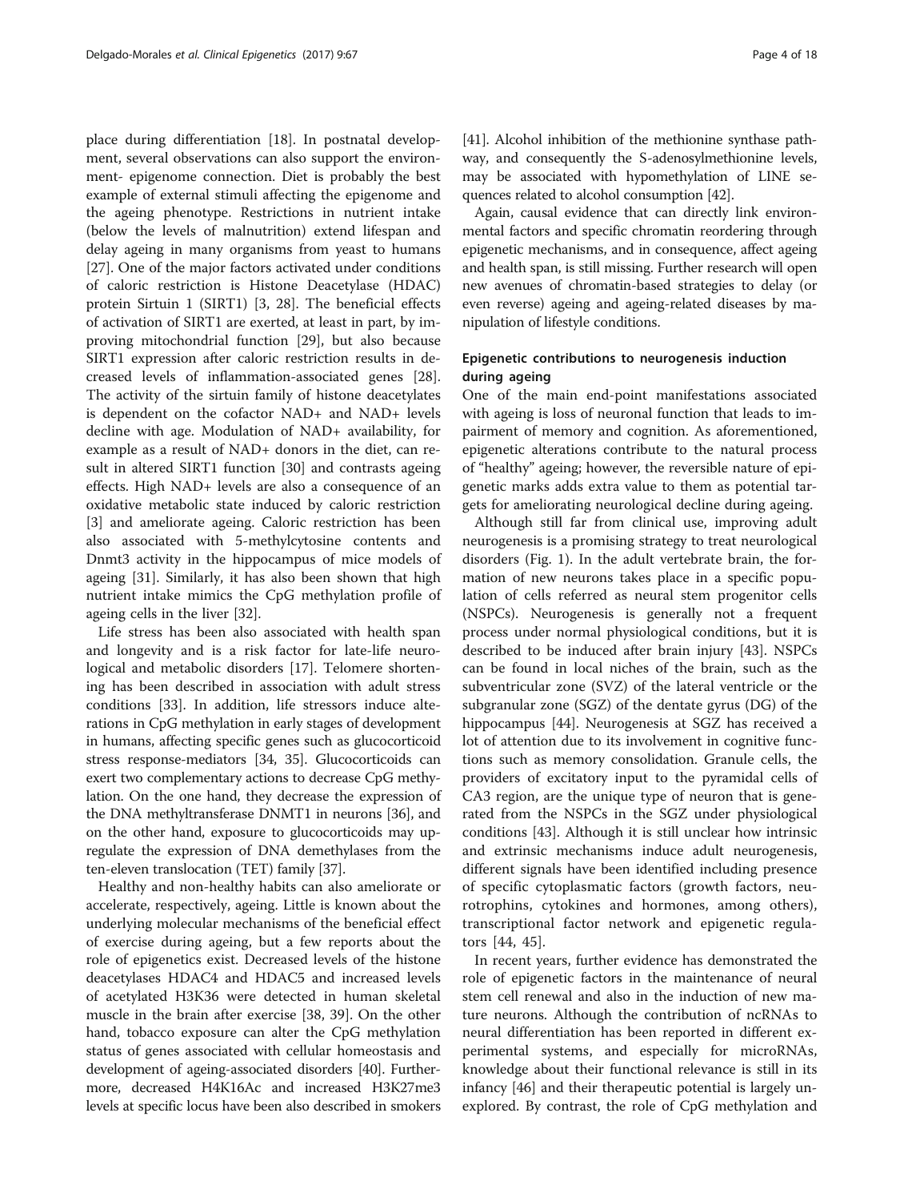place during differentiation [18]. In postnatal development, several observations can also support the environment- epigenome connection. Diet is probably the best example of external stimuli affecting the epigenome and the ageing phenotype. Restrictions in nutrient intake (below the levels of malnutrition) extend lifespan and delay ageing in many organisms from yeast to humans [27]. One of the major factors activated under conditions of caloric restriction is Histone Deacetylase (HDAC) protein Sirtuin 1 (SIRT1) [3, 28]. The beneficial effects of activation of SIRT1 are exerted, at least in part, by improving mitochondrial function [29], but also because SIRT1 expression after caloric restriction results in decreased levels of inflammation-associated genes [28]. The activity of the sirtuin family of histone deacetylates is dependent on the cofactor NAD+ and NAD+ levels decline with age. Modulation of NAD+ availability, for example as a result of NAD+ donors in the diet, can result in altered SIRT1 function [30] and contrasts ageing effects. High NAD+ levels are also a consequence of an oxidative metabolic state induced by caloric restriction [3] and ameliorate ageing. Caloric restriction has been also associated with 5-methylcytosine contents and Dnmt3 activity in the hippocampus of mice models of ageing [31]. Similarly, it has also been shown that high nutrient intake mimics the CpG methylation profile of ageing cells in the liver [32].

Life stress has been also associated with health span and longevity and is a risk factor for late-life neurological and metabolic disorders [17]. Telomere shortening has been described in association with adult stress conditions [33]. In addition, life stressors induce alterations in CpG methylation in early stages of development in humans, affecting specific genes such as glucocorticoid stress response-mediators [34, 35]. Glucocorticoids can exert two complementary actions to decrease CpG methylation. On the one hand, they decrease the expression of the DNA methyltransferase DNMT1 in neurons [36], and on the other hand, exposure to glucocorticoids may upregulate the expression of DNA demethylases from the ten-eleven translocation (TET) family [37].

Healthy and non-healthy habits can also ameliorate or accelerate, respectively, ageing. Little is known about the underlying molecular mechanisms of the beneficial effect of exercise during ageing, but a few reports about the role of epigenetics exist. Decreased levels of the histone deacetylases HDAC4 and HDAC5 and increased levels of acetylated H3K36 were detected in human skeletal muscle in the brain after exercise [38, 39]. On the other hand, tobacco exposure can alter the CpG methylation status of genes associated with cellular homeostasis and development of ageing-associated disorders [40]. Furthermore, decreased H4K16Ac and increased H3K27me3 levels at specific locus have been also described in smokers [41]. Alcohol inhibition of the methionine synthase pathway, and consequently the S-adenosylmethionine levels, may be associated with hypomethylation of LINE sequences related to alcohol consumption [42].

Again, causal evidence that can directly link environmental factors and specific chromatin reordering through epigenetic mechanisms, and in consequence, affect ageing and health span, is still missing. Further research will open new avenues of chromatin-based strategies to delay (or even reverse) ageing and ageing-related diseases by manipulation of lifestyle conditions.

## Epigenetic contributions to neurogenesis induction during ageing

One of the main end-point manifestations associated with ageing is loss of neuronal function that leads to impairment of memory and cognition. As aforementioned, epigenetic alterations contribute to the natural process of "healthy" ageing; however, the reversible nature of epigenetic marks adds extra value to them as potential targets for ameliorating neurological decline during ageing.

Although still far from clinical use, improving adult neurogenesis is a promising strategy to treat neurological disorders (Fig. 1). In the adult vertebrate brain, the formation of new neurons takes place in a specific population of cells referred as neural stem progenitor cells (NSPCs). Neurogenesis is generally not a frequent process under normal physiological conditions, but it is described to be induced after brain injury [43]. NSPCs can be found in local niches of the brain, such as the subventricular zone (SVZ) of the lateral ventricle or the subgranular zone (SGZ) of the dentate gyrus (DG) of the hippocampus [44]. Neurogenesis at SGZ has received a lot of attention due to its involvement in cognitive functions such as memory consolidation. Granule cells, the providers of excitatory input to the pyramidal cells of CA3 region, are the unique type of neuron that is generated from the NSPCs in the SGZ under physiological conditions [43]. Although it is still unclear how intrinsic and extrinsic mechanisms induce adult neurogenesis, different signals have been identified including presence of specific cytoplasmatic factors (growth factors, neurotrophins, cytokines and hormones, among others), transcriptional factor network and epigenetic regulators [44, 45].

In recent years, further evidence has demonstrated the role of epigenetic factors in the maintenance of neural stem cell renewal and also in the induction of new mature neurons. Although the contribution of ncRNAs to neural differentiation has been reported in different experimental systems, and especially for microRNAs, knowledge about their functional relevance is still in its infancy [46] and their therapeutic potential is largely unexplored. By contrast, the role of CpG methylation and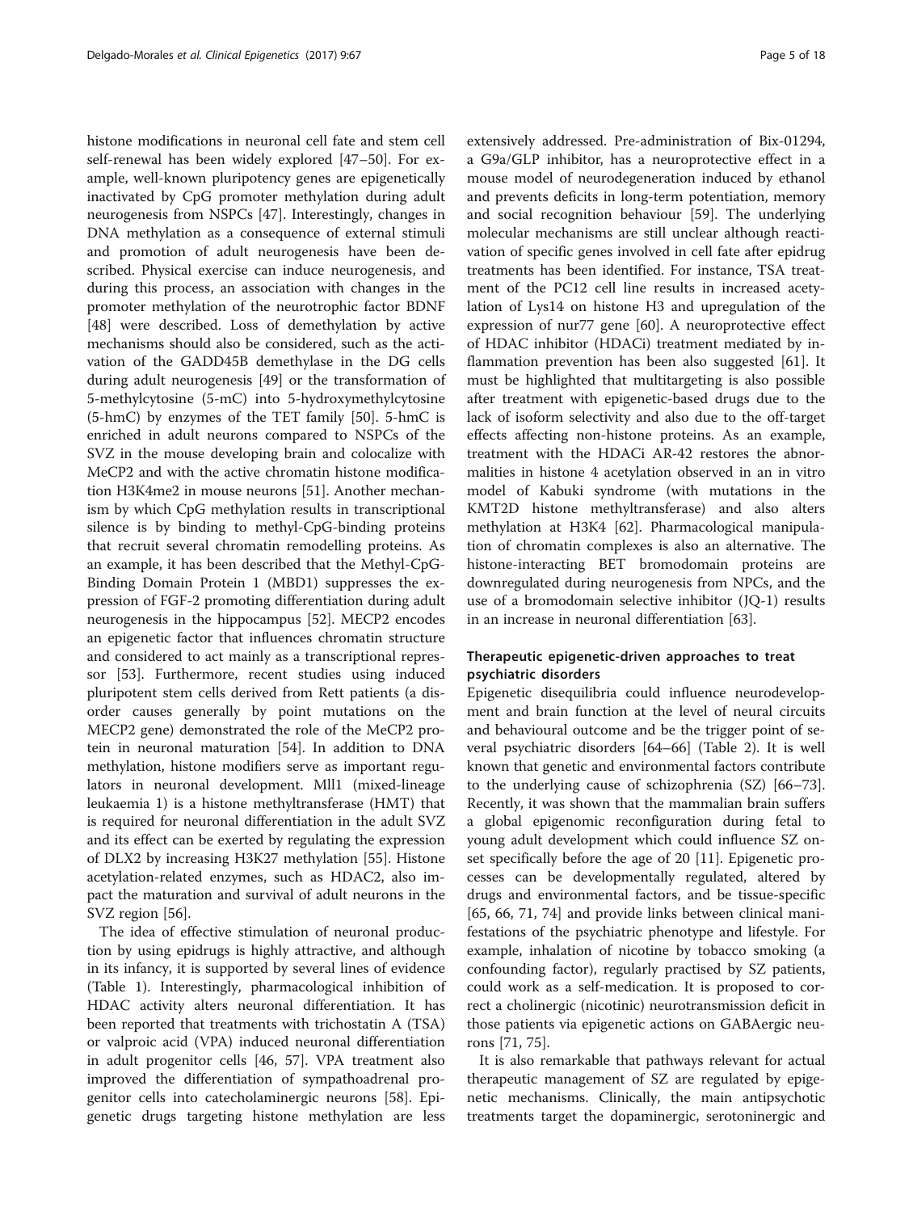histone modifications in neuronal cell fate and stem cell self-renewal has been widely explored [47–50]. For example, well-known pluripotency genes are epigenetically inactivated by CpG promoter methylation during adult neurogenesis from NSPCs [47]. Interestingly, changes in DNA methylation as a consequence of external stimuli and promotion of adult neurogenesis have been described. Physical exercise can induce neurogenesis, and during this process, an association with changes in the promoter methylation of the neurotrophic factor BDNF [48] were described. Loss of demethylation by active mechanisms should also be considered, such as the activation of the GADD45B demethylase in the DG cells during adult neurogenesis [49] or the transformation of 5-methylcytosine (5-mC) into 5-hydroxymethylcytosine (5-hmC) by enzymes of the TET family [50]. 5-hmC is enriched in adult neurons compared to NSPCs of the SVZ in the mouse developing brain and colocalize with MeCP2 and with the active chromatin histone modification H3K4me2 in mouse neurons [51]. Another mechanism by which CpG methylation results in transcriptional silence is by binding to methyl-CpG-binding proteins that recruit several chromatin remodelling proteins. As an example, it has been described that the Methyl-CpG-Binding Domain Protein 1 (MBD1) suppresses the expression of FGF-2 promoting differentiation during adult neurogenesis in the hippocampus [52]. MECP2 encodes an epigenetic factor that influences chromatin structure and considered to act mainly as a transcriptional repressor [53]. Furthermore, recent studies using induced pluripotent stem cells derived from Rett patients (a disorder causes generally by point mutations on the MECP2 gene) demonstrated the role of the MeCP2 protein in neuronal maturation [54]. In addition to DNA methylation, histone modifiers serve as important regulators in neuronal development. Mll1 (mixed-lineage leukaemia 1) is a histone methyltransferase (HMT) that is required for neuronal differentiation in the adult SVZ and its effect can be exerted by regulating the expression of DLX2 by increasing H3K27 methylation [55]. Histone acetylation-related enzymes, such as HDAC2, also impact the maturation and survival of adult neurons in the SVZ region [56].

The idea of effective stimulation of neuronal production by using epidrugs is highly attractive, and although in its infancy, it is supported by several lines of evidence (Table 1). Interestingly, pharmacological inhibition of HDAC activity alters neuronal differentiation. It has been reported that treatments with trichostatin A (TSA) or valproic acid (VPA) induced neuronal differentiation in adult progenitor cells [46, 57]. VPA treatment also improved the differentiation of sympathoadrenal progenitor cells into catecholaminergic neurons [58]. Epigenetic drugs targeting histone methylation are less extensively addressed. Pre-administration of Bix-01294, a G9a/GLP inhibitor, has a neuroprotective effect in a mouse model of neurodegeneration induced by ethanol and prevents deficits in long-term potentiation, memory and social recognition behaviour [59]. The underlying molecular mechanisms are still unclear although reactivation of specific genes involved in cell fate after epidrug treatments has been identified. For instance, TSA treatment of the PC12 cell line results in increased acetylation of Lys14 on histone H3 and upregulation of the expression of nur77 gene [60]. A neuroprotective effect of HDAC inhibitor (HDACi) treatment mediated by inflammation prevention has been also suggested [61]. It must be highlighted that multitargeting is also possible after treatment with epigenetic-based drugs due to the lack of isoform selectivity and also due to the off-target effects affecting non-histone proteins. As an example, treatment with the HDACi AR-42 restores the abnormalities in histone 4 acetylation observed in an in vitro model of Kabuki syndrome (with mutations in the KMT2D histone methyltransferase) and also alters methylation at H3K4 [62]. Pharmacological manipulation of chromatin complexes is also an alternative. The histone-interacting BET bromodomain proteins are downregulated during neurogenesis from NPCs, and the use of a bromodomain selective inhibitor (JQ-1) results in an increase in neuronal differentiation [63].

## Therapeutic epigenetic-driven approaches to treat psychiatric disorders

Epigenetic disequilibria could influence neurodevelopment and brain function at the level of neural circuits and behavioural outcome and be the trigger point of several psychiatric disorders [64–66] (Table 2). It is well known that genetic and environmental factors contribute to the underlying cause of schizophrenia (SZ) [66–73]. Recently, it was shown that the mammalian brain suffers a global epigenomic reconfiguration during fetal to young adult development which could influence SZ onset specifically before the age of 20 [11]. Epigenetic processes can be developmentally regulated, altered by drugs and environmental factors, and be tissue-specific [65, 66, 71, 74] and provide links between clinical manifestations of the psychiatric phenotype and lifestyle. For example, inhalation of nicotine by tobacco smoking (a confounding factor), regularly practised by SZ patients, could work as a self-medication. It is proposed to correct a cholinergic (nicotinic) neurotransmission deficit in those patients via epigenetic actions on GABAergic neurons [71, 75].

It is also remarkable that pathways relevant for actual therapeutic management of SZ are regulated by epigenetic mechanisms. Clinically, the main antipsychotic treatments target the dopaminergic, serotoninergic and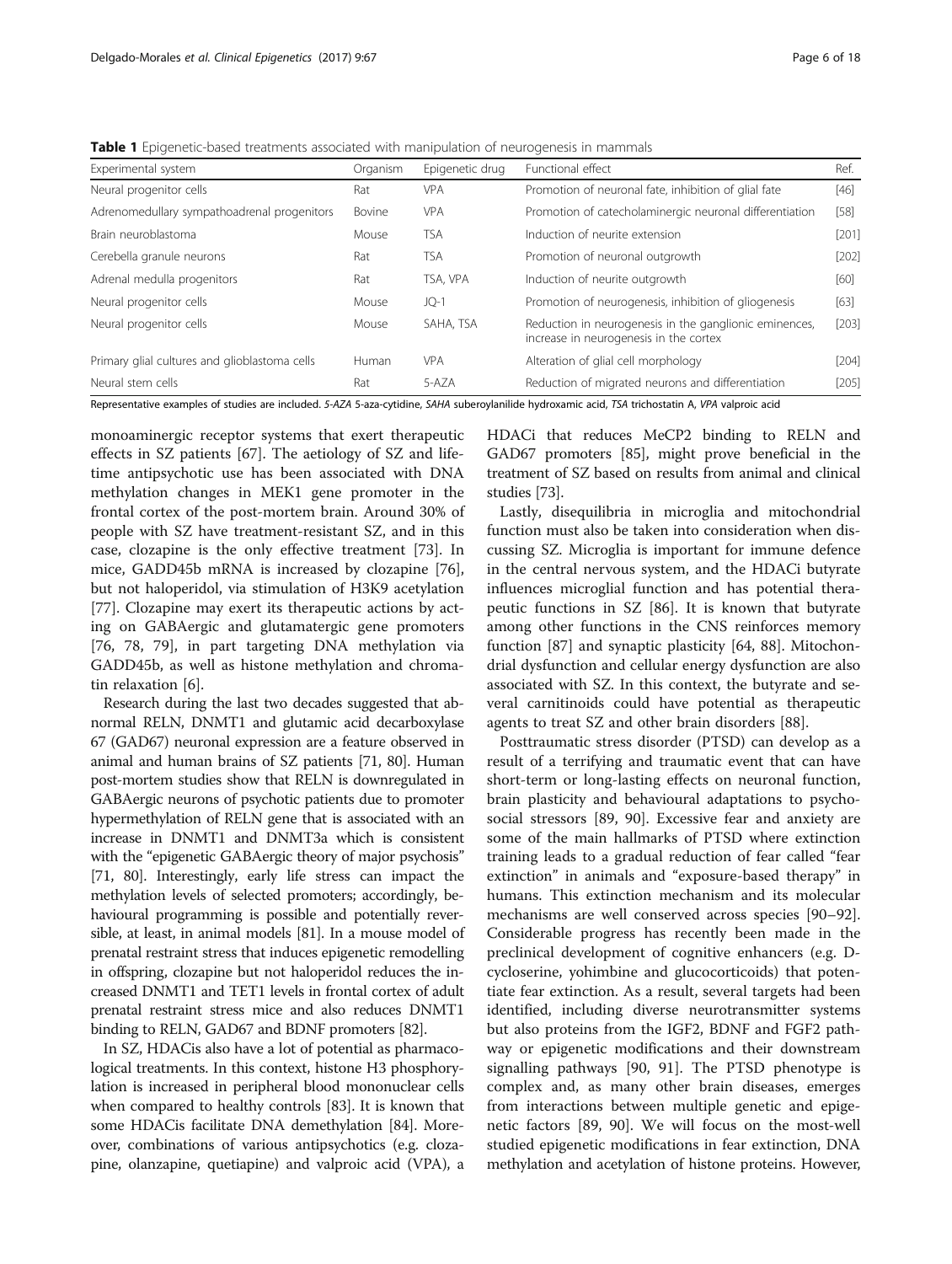**Table 1** Epigenetic-based treatments associated with manipulation of neurogenesis in mammals

| Experimental system | Organism | Epigenetic drug | Functional effect | Ref. |
|---|---|---|---|---|
| Neural progenitor cells | Rat | VPA | Promotion of neuronal fate, inhibition of glial fate | [46] |
| Adrenomedullary sympathoadrenal progenitors | Bovine | VPA | Promotion of catecholaminergic neuronal differentiation | [58] |
| Brain neuroblastoma | Mouse | TSA | Induction of neurite extension | [201] |
| Cerebella granule neurons | Rat | TSA | Promotion of neuronal outgrowth | [202] |
| Adrenal medulla progenitors | Rat | TSA, VPA | Induction of neurite outgrowth | [60] |
| Neural progenitor cells | Mouse | JQ-1 | Promotion of neurogenesis, inhibition of gliogenesis | [63] |
| Neural progenitor cells | Mouse | SAHA, TSA | Reduction in neurogenesis in the ganglionic eminences, increase in neurogenesis in the cortex | [203] |
| Primary glial cultures and glioblastoma cells | Human | VPA | Alteration of glial cell morphology | [204] |
| Neural stem cells | Rat | 5-AZA | Reduction of migrated neurons and differentiation | [205] |

Representative examples of studies are included. *5-AZA* 5-aza-cytidine, *SAHA* suberoylanilide hydroxamic acid, *TSA* trichostatin A, *VPA* valproic acid

monoaminergic receptor systems that exert therapeutic effects in SZ patients [67]. The aetiology of SZ and lifetime antipsychotic use has been associated with DNA methylation changes in MEK1 gene promoter in the frontal cortex of the post-mortem brain. Around 30% of people with SZ have treatment-resistant SZ, and in this case, clozapine is the only effective treatment [73]. In mice, GADD45b mRNA is increased by clozapine [76], but not haloperidol, via stimulation of H3K9 acetylation [77]. Clozapine may exert its therapeutic actions by acting on GABAergic and glutamatergic gene promoters [76, 78, 79], in part targeting DNA methylation via GADD45b, as well as histone methylation and chromatin relaxation [6].

Research during the last two decades suggested that abnormal RELN, DNMT1 and glutamic acid decarboxylase 67 (GAD67) neuronal expression are a feature observed in animal and human brains of SZ patients [71, 80]. Human post-mortem studies show that RELN is downregulated in GABAergic neurons of psychotic patients due to promoter hypermethylation of RELN gene that is associated with an increase in DNMT1 and DNMT3a which is consistent with the "epigenetic GABAergic theory of major psychosis" [71, 80]. Interestingly, early life stress can impact the methylation levels of selected promoters; accordingly, behavioural programming is possible and potentially reversible, at least, in animal models [81]. In a mouse model of prenatal restraint stress that induces epigenetic remodelling in offspring, clozapine but not haloperidol reduces the increased DNMT1 and TET1 levels in frontal cortex of adult prenatal restraint stress mice and also reduces DNMT1 binding to RELN, GAD67 and BDNF promoters [82].

In SZ, HDACis also have a lot of potential as pharmacological treatments. In this context, histone H3 phosphorylation is increased in peripheral blood mononuclear cells when compared to healthy controls [83]. It is known that some HDACis facilitate DNA demethylation [84]. Moreover, combinations of various antipsychotics (e.g. clozapine, olanzapine, quetiapine) and valproic acid (VPA), a HDACi that reduces MeCP2 binding to RELN and GAD67 promoters [85], might prove beneficial in the treatment of SZ based on results from animal and clinical studies [73].

Lastly, disequilibria in microglia and mitochondrial function must also be taken into consideration when discussing SZ. Microglia is important for immune defence in the central nervous system, and the HDACi butyrate influences microglial function and has potential therapeutic functions in SZ [86]. It is known that butyrate among other functions in the CNS reinforces memory function [87] and synaptic plasticity [64, 88]. Mitochondrial dysfunction and cellular energy dysfunction are also associated with SZ. In this context, the butyrate and several carnitinoids could have potential as therapeutic agents to treat SZ and other brain disorders [88].

Posttraumatic stress disorder (PTSD) can develop as a result of a terrifying and traumatic event that can have short-term or long-lasting effects on neuronal function, brain plasticity and behavioural adaptations to psychosocial stressors [89, 90]. Excessive fear and anxiety are some of the main hallmarks of PTSD where extinction training leads to a gradual reduction of fear called "fear extinction" in animals and "exposure-based therapy" in humans. This extinction mechanism and its molecular mechanisms are well conserved across species [90–92]. Considerable progress has recently been made in the preclinical development of cognitive enhancers (e.g. D-cycloserine, yohimbine and glucocorticoids) that potentiate fear extinction. As a result, several targets had been identified, including diverse neurotransmitter systems but also proteins from the IGF2, BDNF and FGF2 pathway or epigenetic modifications and their downstream signalling pathways [90, 91]. The PTSD phenotype is complex and, as many other brain diseases, emerges from interactions between multiple genetic and epigenetic factors [89, 90]. We will focus on the most-well studied epigenetic modifications in fear extinction, DNA methylation and acetylation of histone proteins. However,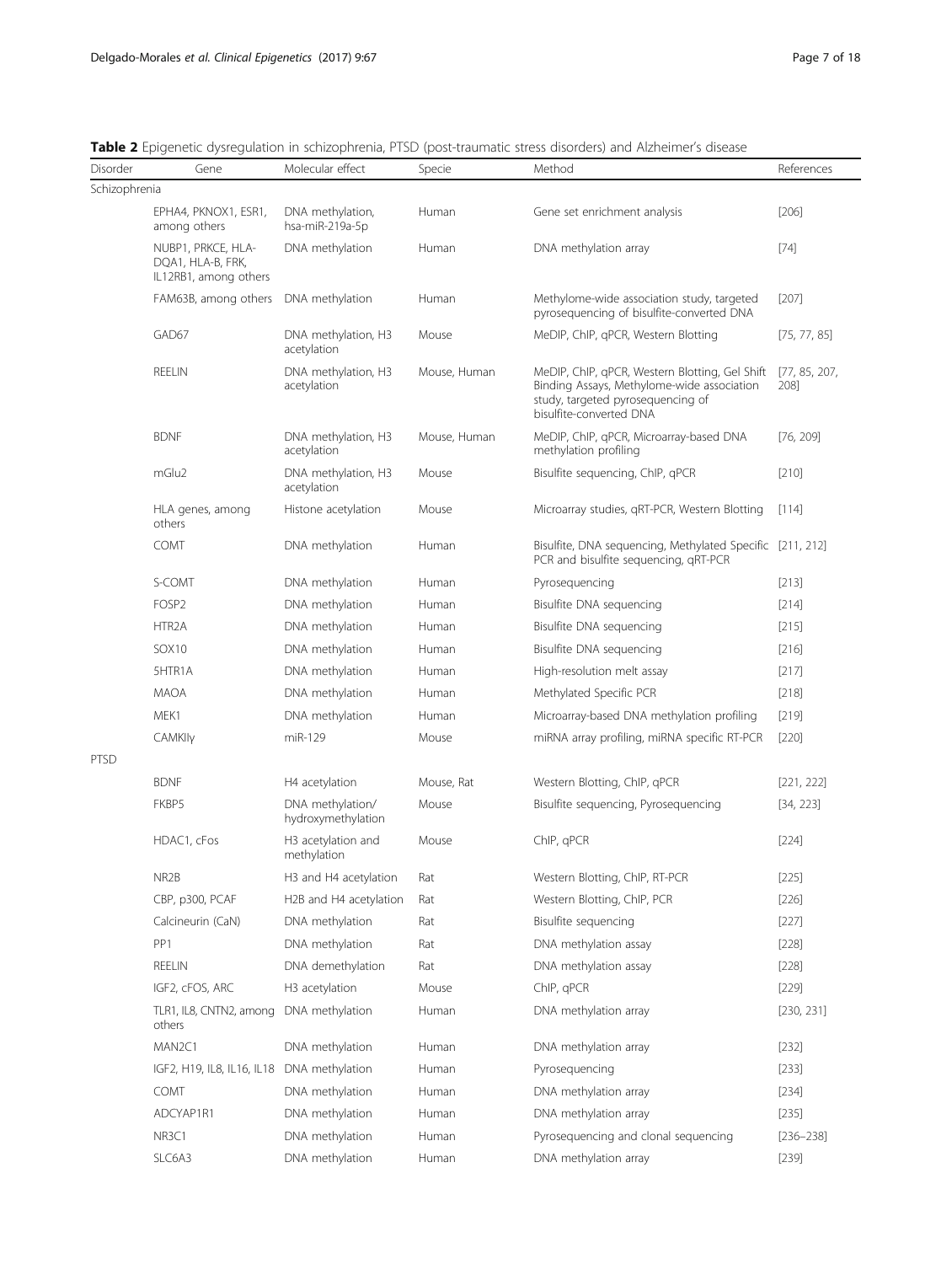**Table 2** Epigenetic dysregulation in schizophrenia, PTSD (post-traumatic stress disorders) and Alzheimer's disease

| Disorder | Gene | Molecular effect | Specie | Method | References |
|---|---|---|---|---|---|
| Schizophrenia | | | | | |
| | EPHA4, PKNOX1, ESR1, among others | DNA methylation, hsa-miR-219a-5p | Human | Gene set enrichment analysis | [206] |
| | NUBP1, PRKCE, HLA-DQA1, HLA-B, FRK, IL12RB1, among others | DNA methylation | Human | DNA methylation array | [74] |
| | FAM63B, among others | DNA methylation | Human | Methylome-wide association study, targeted pyrosequencing of bisulfite-converted DNA | [207] |
| | GAD67 | DNA methylation, H3 acetylation | Mouse | MeDIP, ChIP, qPCR, Western Blotting | [75, 77, 85] |
| | REELIN | DNA methylation, H3 acetylation | Mouse, Human | MeDIP, ChIP, qPCR, Western Blotting, Gel Shift Binding Assays, Methylome-wide association study, targeted pyrosequencing of bisulfite-converted DNA | [77, 85, 207, 208] |
| | BDNF | DNA methylation, H3 acetylation | Mouse, Human | MeDIP, ChIP, qPCR, Microarray-based DNA methylation profiling | [76, 209] |
| | mGlu2 | DNA methylation, H3 acetylation | Mouse | Bisulfite sequencing, ChIP, qPCR | [210] |
| | HLA genes, among others | Histone acetylation | Mouse | Microarray studies, qRT-PCR, Western Blotting | [114] |
| | COMT | DNA methylation | Human | Bisulfite, DNA sequencing, Methylated Specific PCR and bisulfite sequencing, qRT-PCR | [211, 212] |
| | S-COMT | DNA methylation | Human | Pyrosequencing | [213] |
| | FOSP2 | DNA methylation | Human | Bisulfite DNA sequencing | [214] |
| | HTR2A | DNA methylation | Human | Bisulfite DNA sequencing | [215] |
| | SOX10 | DNA methylation | Human | Bisulfite DNA sequencing | [216] |
| | 5HTR1A | DNA methylation | Human | High-resolution melt assay | [217] |
| | MAOA | DNA methylation | Human | Methylated Specific PCR | [218] |
| | MEK1 | DNA methylation | Human | Microarray-based DNA methylation profiling | [219] |
| | CAMKIIγ | miR-129 | Mouse | miRNA array profiling, miRNA specific RT-PCR | [220] |
| PTSD | | | | | |
| | BDNF | H4 acetylation | Mouse, Rat | Western Blotting, ChIP, qPCR | [221, 222] |
| | FKBP5 | DNA methylation/ hydroxymethylation | Mouse | Bisulfite sequencing, Pyrosequencing | [34, 223] |
| | HDAC1, cFos | H3 acetylation and methylation | Mouse | ChIP, qPCR | [224] |
| | NR2B | H3 and H4 acetylation | Rat | Western Blotting, ChIP, RT-PCR | [225] |
| | CBP, p300, PCAF | H2B and H4 acetylation | Rat | Western Blotting, ChIP, PCR | [226] |
| | Calcineurin (CaN) | DNA methylation | Rat | Bisulfite sequencing | [227] |
| | PP1 | DNA methylation | Rat | DNA methylation assay | [228] |
| | REELIN | DNA demethylation | Rat | DNA methylation assay | [228] |
| | IGF2, cFOS, ARC | H3 acetylation | Mouse | ChIP, qPCR | [229] |
| | TLR1, IL8, CNTN2, among others | DNA methylation | Human | DNA methylation array | [230, 231] |
| | MAN2C1 | DNA methylation | Human | DNA methylation array | [232] |
| | IGF2, H19, IL8, IL16, IL18 | DNA methylation | Human | Pyrosequencing | [233] |
| | COMT | DNA methylation | Human | DNA methylation array | [234] |
| | ADCYAP1R1 | DNA methylation | Human | DNA methylation array | [235] |
| | NR3C1 | DNA methylation | Human | Pyrosequencing and clonal sequencing | [236–238] |
| | SLC6A3 | DNA methylation | Human | DNA methylation array | [239] |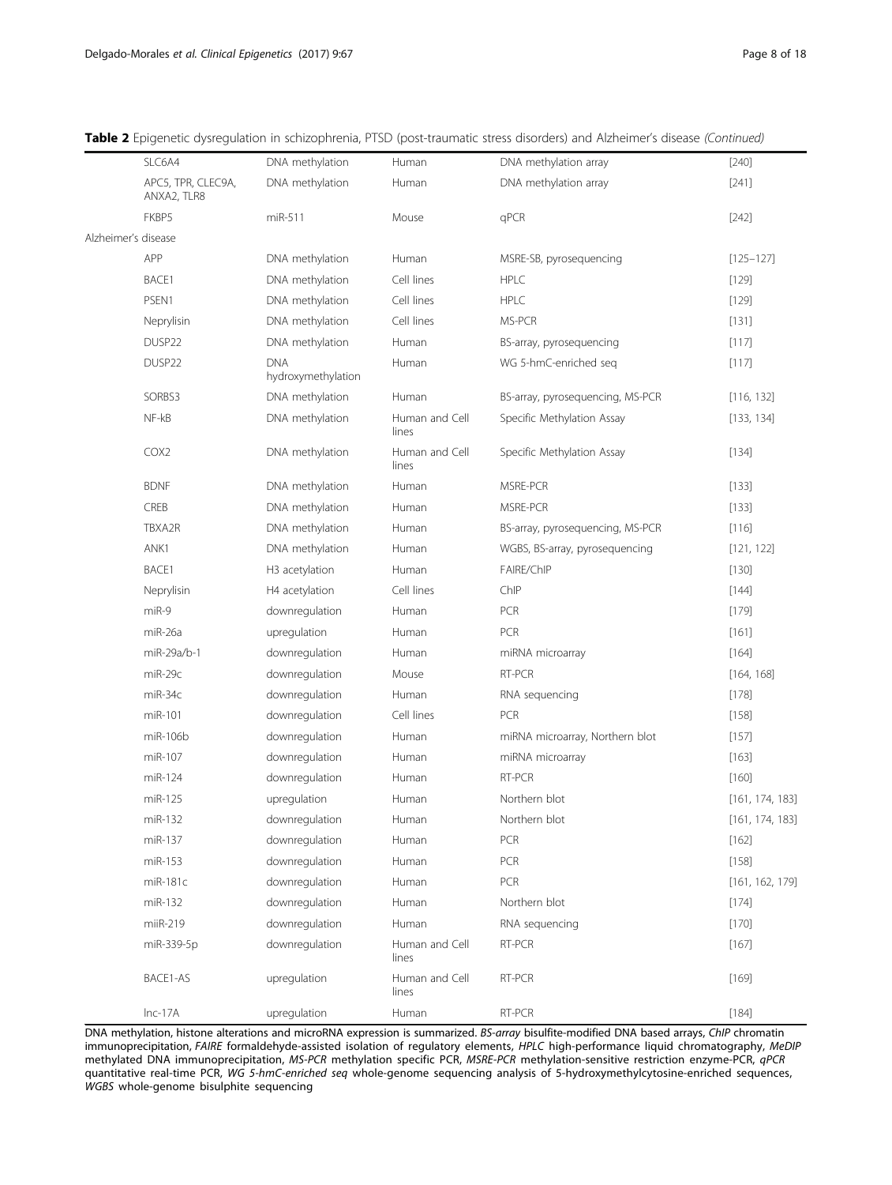**Table 2** Epigenetic dysregulation in schizophrenia, PTSD (post-traumatic stress disorders) and Alzheimer's disease *(Continued)*

| | | | | | |
|---|---|---|---|---|---|
| | SLC6A4 | DNA methylation | Human | DNA methylation array | [240] |
| | APC5, TPR, CLEC9A, ANXA2, TLR8 | DNA methylation | Human | DNA methylation array | [241] |
| | FKBP5 | miR-511 | Mouse | qPCR | [242] |
| Alzheimer's disease | | | | | |
| | APP | DNA methylation | Human | MSRE-SB, pyrosequencing | [125–127] |
| | BACE1 | DNA methylation | Cell lines | HPLC | [129] |
| | PSEN1 | DNA methylation | Cell lines | HPLC | [129] |
| | Neprylisin | DNA methylation | Cell lines | MS-PCR | [131] |
| | DUSP22 | DNA methylation | Human | BS-array, pyrosequencing | [117] |
| | DUSP22 | DNA hydroxymethylation | Human | WG 5-hmC-enriched seq | [117] |
| | SORBS3 | DNA methylation | Human | BS-array, pyrosequencing, MS-PCR | [116, 132] |
| | NF-kB | DNA methylation | Human and Cell lines | Specific Methylation Assay | [133, 134] |
| | COX2 | DNA methylation | Human and Cell lines | Specific Methylation Assay | [134] |
| | BDNF | DNA methylation | Human | MSRE-PCR | [133] |
| | CREB | DNA methylation | Human | MSRE-PCR | [133] |
| | TBXA2R | DNA methylation | Human | BS-array, pyrosequencing, MS-PCR | [116] |
| | ANK1 | DNA methylation | Human | WGBS, BS-array, pyrosequencing | [121, 122] |
| | BACE1 | H3 acetylation | Human | FAIRE/ChIP | [130] |
| | Neprylisin | H4 acetylation | Cell lines | ChIP | [144] |
| | miR-9 | downregulation | Human | PCR | [179] |
| | miR-26a | upregulation | Human | PCR | [161] |
| | miR-29a/b-1 | downregulation | Human | miRNA microarray | [164] |
| | miR-29c | downregulation | Mouse | RT-PCR | [164, 168] |
| | miR-34c | downregulation | Human | RNA sequencing | [178] |
| | miR-101 | downregulation | Cell lines | PCR | [158] |
| | miR-106b | downregulation | Human | miRNA microarray, Northern blot | [157] |
| | miR-107 | downregulation | Human | miRNA microarray | [163] |
| | miR-124 | downregulation | Human | RT-PCR | [160] |
| | miR-125 | upregulation | Human | Northern blot | [161, 174, 183] |
| | miR-132 | downregulation | Human | Northern blot | [161, 174, 183] |
| | miR-137 | downregulation | Human | PCR | [162] |
| | miR-153 | downregulation | Human | PCR | [158] |
| | miR-181c | downregulation | Human | PCR | [161, 162, 179] |
| | miR-132 | downregulation | Human | Northern blot | [174] |
| | miiR-219 | downregulation | Human | RNA sequencing | [170] |
| | miR-339-5p | downregulation | Human and Cell lines | RT-PCR | [167] |
| | BACE1-AS | upregulation | Human and Cell lines | RT-PCR | [169] |
| | lnc-17A | upregulation | Human | RT-PCR | [184] |

DNA methylation, histone alterations and microRNA expression is summarized. *BS-array* bisulfite-modified DNA based arrays, *ChIP* chromatin immunoprecipitation, *FAIRE* formaldehyde-assisted isolation of regulatory elements, *HPLC* high-performance liquid chromatography, *MeDIP* methylated DNA immunoprecipitation, *MS-PCR* methylation specific PCR, *MSRE-PCR* methylation-sensitive restriction enzyme-PCR, *qPCR* quantitative real-time PCR, *WG 5-hmC-enriched seq* whole-genome sequencing analysis of 5-hydroxymethylcytosine-enriched sequences, *WGBS* whole-genome bisulphite sequencing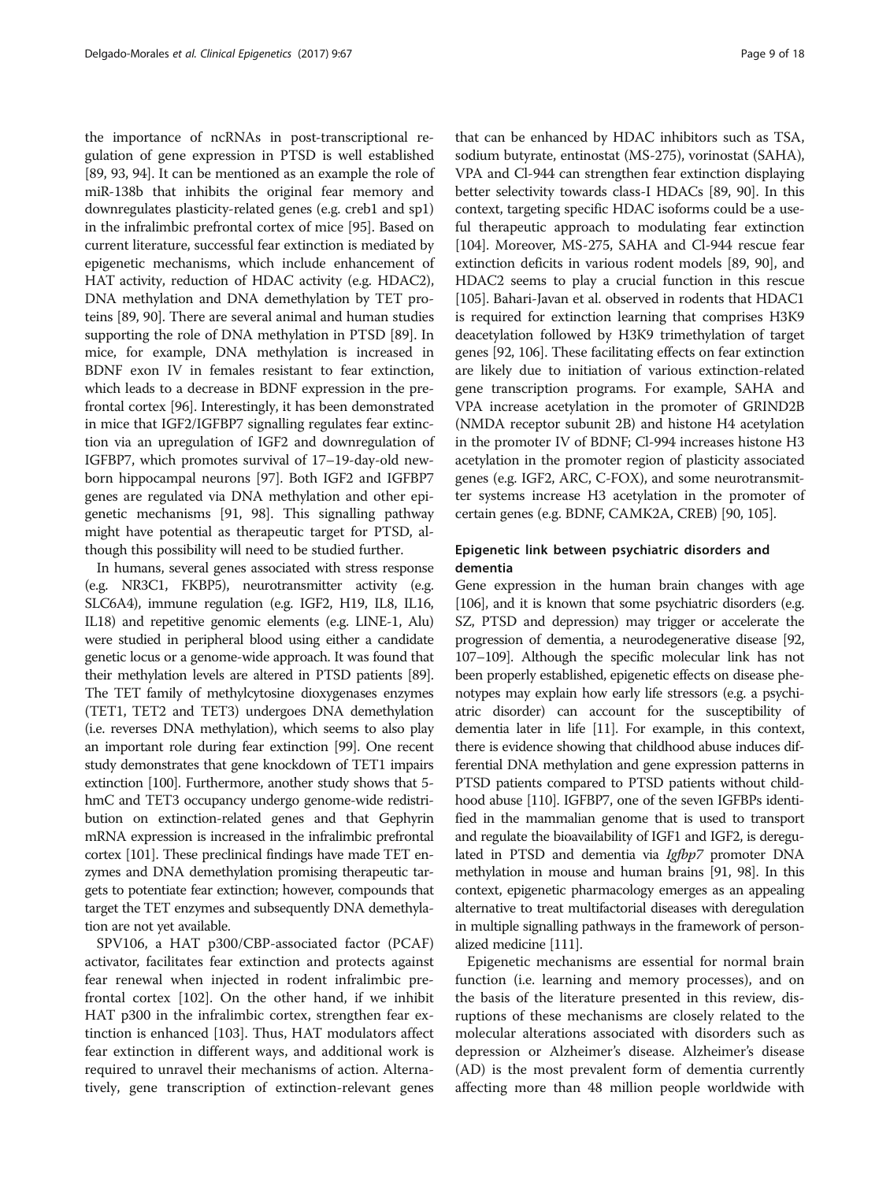the importance of ncRNAs in post-transcriptional regulation of gene expression in PTSD is well established [89, 93, 94]. It can be mentioned as an example the role of miR-138b that inhibits the original fear memory and downregulates plasticity-related genes (e.g. creb1 and sp1) in the infralimbic prefrontal cortex of mice [95]. Based on current literature, successful fear extinction is mediated by epigenetic mechanisms, which include enhancement of HAT activity, reduction of HDAC activity (e.g. HDAC2), DNA methylation and DNA demethylation by TET proteins [89, 90]. There are several animal and human studies supporting the role of DNA methylation in PTSD [89]. In mice, for example, DNA methylation is increased in BDNF exon IV in females resistant to fear extinction, which leads to a decrease in BDNF expression in the prefrontal cortex [96]. Interestingly, it has been demonstrated in mice that IGF2/IGFBP7 signalling regulates fear extinction via an upregulation of IGF2 and downregulation of IGFBP7, which promotes survival of 17–19-day-old newborn hippocampal neurons [97]. Both IGF2 and IGFBP7 genes are regulated via DNA methylation and other epigenetic mechanisms [91, 98]. This signalling pathway might have potential as therapeutic target for PTSD, although this possibility will need to be studied further.

In humans, several genes associated with stress response (e.g. NR3C1, FKBP5), neurotransmitter activity (e.g. SLC6A4), immune regulation (e.g. IGF2, H19, IL8, IL16, IL18) and repetitive genomic elements (e.g. LINE-1, Alu) were studied in peripheral blood using either a candidate genetic locus or a genome-wide approach. It was found that their methylation levels are altered in PTSD patients [89]. The TET family of methylcytosine dioxygenases enzymes (TET1, TET2 and TET3) undergoes DNA demethylation (i.e. reverses DNA methylation), which seems to also play an important role during fear extinction [99]. One recent study demonstrates that gene knockdown of TET1 impairs extinction [100]. Furthermore, another study shows that 5-hmC and TET3 occupancy undergo genome-wide redistribution on extinction-related genes and that Gephyrin mRNA expression is increased in the infralimbic prefrontal cortex [101]. These preclinical findings have made TET enzymes and DNA demethylation promising therapeutic targets to potentiate fear extinction; however, compounds that target the TET enzymes and subsequently DNA demethylation are not yet available.

SPV106, a HAT p300/CBP-associated factor (PCAF) activator, facilitates fear extinction and protects against fear renewal when injected in rodent infralimbic prefrontal cortex [102]. On the other hand, if we inhibit HAT p300 in the infralimbic cortex, strengthen fear extinction is enhanced [103]. Thus, HAT modulators affect fear extinction in different ways, and additional work is required to unravel their mechanisms of action. Alternatively, gene transcription of extinction-relevant genes that can be enhanced by HDAC inhibitors such as TSA, sodium butyrate, entinostat (MS-275), vorinostat (SAHA), VPA and Cl-944 can strengthen fear extinction displaying better selectivity towards class-I HDACs [89, 90]. In this context, targeting specific HDAC isoforms could be a useful therapeutic approach to modulating fear extinction [104]. Moreover, MS-275, SAHA and Cl-944 rescue fear extinction deficits in various rodent models [89, 90], and HDAC2 seems to play a crucial function in this rescue [105]. Bahari-Javan et al. observed in rodents that HDAC1 is required for extinction learning that comprises H3K9 deacetylation followed by H3K9 trimethylation of target genes [92, 106]. These facilitating effects on fear extinction are likely due to initiation of various extinction-related gene transcription programs. For example, SAHA and VPA increase acetylation in the promoter of GRIND2B (NMDA receptor subunit 2B) and histone H4 acetylation in the promoter IV of BDNF; Cl-994 increases histone H3 acetylation in the promoter region of plasticity associated genes (e.g. IGF2, ARC, C-FOX), and some neurotransmitter systems increase H3 acetylation in the promoter of certain genes (e.g. BDNF, CAMK2A, CREB) [90, 105].

### Epigenetic link between psychiatric disorders and dementia

Gene expression in the human brain changes with age [106], and it is known that some psychiatric disorders (e.g. SZ, PTSD and depression) may trigger or accelerate the progression of dementia, a neurodegenerative disease [92, 107–109]. Although the specific molecular link has not been properly established, epigenetic effects on disease phenotypes may explain how early life stressors (e.g. a psychiatric disorder) can account for the susceptibility of dementia later in life [11]. For example, in this context, there is evidence showing that childhood abuse induces differential DNA methylation and gene expression patterns in PTSD patients compared to PTSD patients without childhood abuse [110]. IGFBP7, one of the seven IGFBPs identified in the mammalian genome that is used to transport and regulate the bioavailability of IGF1 and IGF2, is deregulated in PTSD and dementia via *Igfbp7* promoter DNA methylation in mouse and human brains [91, 98]. In this context, epigenetic pharmacology emerges as an appealing alternative to treat multifactorial diseases with deregulation in multiple signalling pathways in the framework of personalized medicine [111].

Epigenetic mechanisms are essential for normal brain function (i.e. learning and memory processes), and on the basis of the literature presented in this review, disruptions of these mechanisms are closely related to the molecular alterations associated with disorders such as depression or Alzheimer's disease. Alzheimer's disease (AD) is the most prevalent form of dementia currently affecting more than 48 million people worldwide with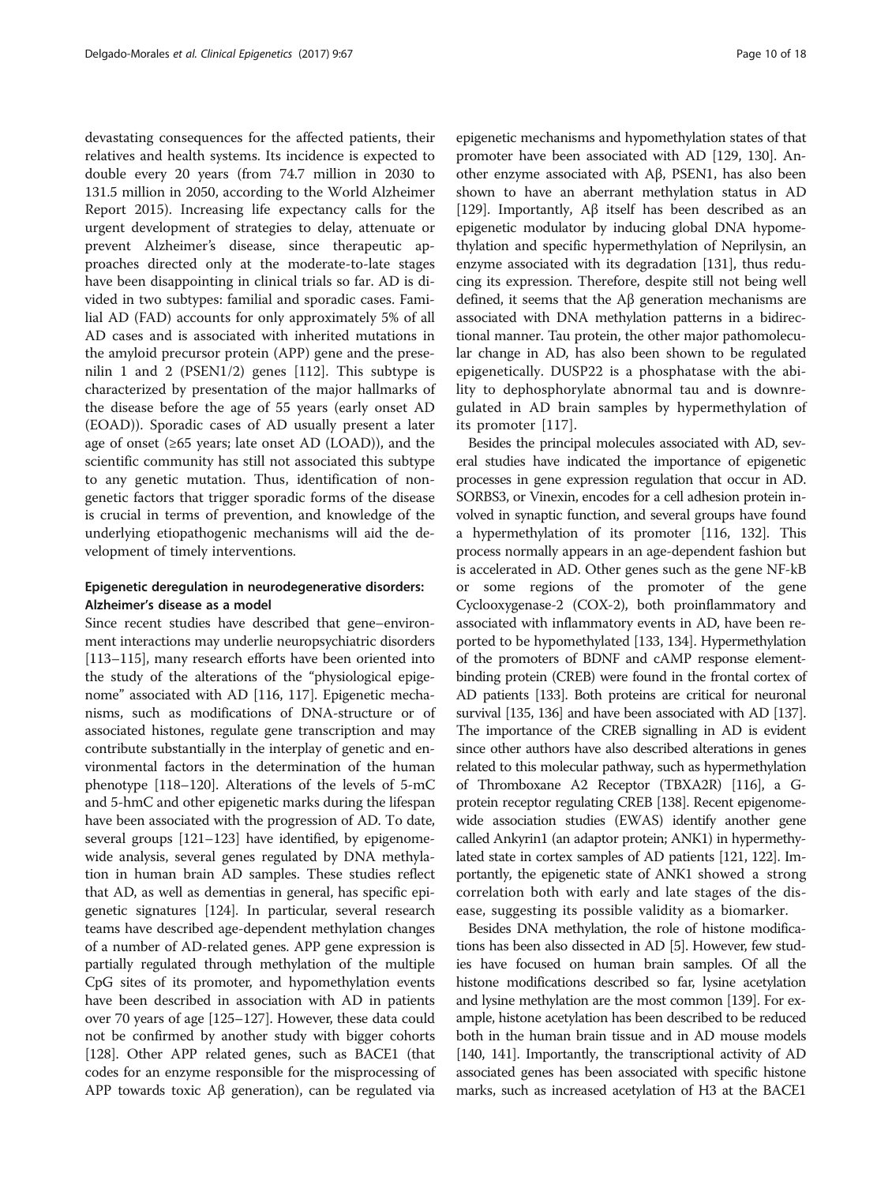devastating consequences for the affected patients, their relatives and health systems. Its incidence is expected to double every 20 years (from 74.7 million in 2030 to 131.5 million in 2050, according to the World Alzheimer Report 2015). Increasing life expectancy calls for the urgent development of strategies to delay, attenuate or prevent Alzheimer's disease, since therapeutic approaches directed only at the moderate-to-late stages have been disappointing in clinical trials so far. AD is divided in two subtypes: familial and sporadic cases. Familial AD (FAD) accounts for only approximately 5% of all AD cases and is associated with inherited mutations in the amyloid precursor protein (APP) gene and the presenilin 1 and 2 (PSEN1/2) genes [112]. This subtype is characterized by presentation of the major hallmarks of the disease before the age of 55 years (early onset AD (EOAD)). Sporadic cases of AD usually present a later age of onset (≥65 years; late onset AD (LOAD)), and the scientific community has still not associated this subtype to any genetic mutation. Thus, identification of non-genetic factors that trigger sporadic forms of the disease is crucial in terms of prevention, and knowledge of the underlying etiopathogenic mechanisms will aid the development of timely interventions.

## Epigenetic deregulation in neurodegenerative disorders: Alzheimer's disease as a model

Since recent studies have described that gene–environment interactions may underlie neuropsychiatric disorders [113–115], many research efforts have been oriented into the study of the alterations of the "physiological epigenome" associated with AD [116, 117]. Epigenetic mechanisms, such as modifications of DNA-structure or of associated histones, regulate gene transcription and may contribute substantially in the interplay of genetic and environmental factors in the determination of the human phenotype [118–120]. Alterations of the levels of 5-mC and 5-hmC and other epigenetic marks during the lifespan have been associated with the progression of AD. To date, several groups [121–123] have identified, by epigenome-wide analysis, several genes regulated by DNA methylation in human brain AD samples. These studies reflect that AD, as well as dementias in general, has specific epigenetic signatures [124]. In particular, several research teams have described age-dependent methylation changes of a number of AD-related genes. APP gene expression is partially regulated through methylation of the multiple CpG sites of its promoter, and hypomethylation events have been described in association with AD in patients over 70 years of age [125–127]. However, these data could not be confirmed by another study with bigger cohorts [128]. Other APP related genes, such as BACE1 (that codes for an enzyme responsible for the misprocessing of APP towards toxic Aβ generation), can be regulated via epigenetic mechanisms and hypomethylation states of that promoter have been associated with AD [129, 130]. Another enzyme associated with Aβ, PSEN1, has also been shown to have an aberrant methylation status in AD [129]. Importantly, Aβ itself has been described as an epigenetic modulator by inducing global DNA hypomethylation and specific hypermethylation of Neprilysin, an enzyme associated with its degradation [131], thus reducing its expression. Therefore, despite still not being well defined, it seems that the Aβ generation mechanisms are associated with DNA methylation patterns in a bidirectional manner. Tau protein, the other major pathomolecular change in AD, has also been shown to be regulated epigenetically. DUSP22 is a phosphatase with the ability to dephosphorylate abnormal tau and is downregulated in AD brain samples by hypermethylation of its promoter [117].

Besides the principal molecules associated with AD, several studies have indicated the importance of epigenetic processes in gene expression regulation that occur in AD. SORBS3, or Vinexin, encodes for a cell adhesion protein involved in synaptic function, and several groups have found a hypermethylation of its promoter [116, 132]. This process normally appears in an age-dependent fashion but is accelerated in AD. Other genes such as the gene NF-kB or some regions of the promoter of the gene Cyclooxygenase-2 (COX-2), both proinflammatory and associated with inflammatory events in AD, have been reported to be hypomethylated [133, 134]. Hypermethylation of the promoters of BDNF and cAMP response element-binding protein (CREB) were found in the frontal cortex of AD patients [133]. Both proteins are critical for neuronal survival [135, 136] and have been associated with AD [137]. The importance of the CREB signalling in AD is evident since other authors have also described alterations in genes related to this molecular pathway, such as hypermethylation of Thromboxane A2 Receptor (TBXA2R) [116], a G-protein receptor regulating CREB [138]. Recent epigenome-wide association studies (EWAS) identify another gene called Ankyrin1 (an adaptor protein; ANK1) in hypermethylated state in cortex samples of AD patients [121, 122]. Importantly, the epigenetic state of ANK1 showed a strong correlation both with early and late stages of the disease, suggesting its possible validity as a biomarker.

Besides DNA methylation, the role of histone modifications has been also dissected in AD [5]. However, few studies have focused on human brain samples. Of all the histone modifications described so far, lysine acetylation and lysine methylation are the most common [139]. For example, histone acetylation has been described to be reduced both in the human brain tissue and in AD mouse models [140, 141]. Importantly, the transcriptional activity of AD associated genes has been associated with specific histone marks, such as increased acetylation of H3 at the BACE1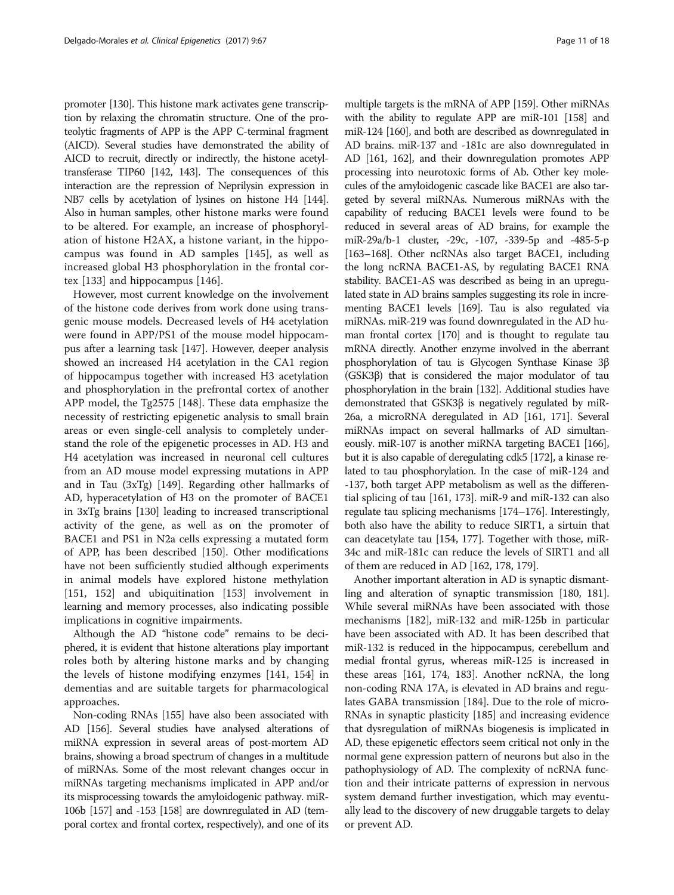promoter [130]. This histone mark activates gene transcription by relaxing the chromatin structure. One of the proteolytic fragments of APP is the APP C-terminal fragment (AICD). Several studies have demonstrated the ability of AICD to recruit, directly or indirectly, the histone acetyltransferase TIP60 [142, 143]. The consequences of this interaction are the repression of Neprilysin expression in NB7 cells by acetylation of lysines on histone H4 [144]. Also in human samples, other histone marks were found to be altered. For example, an increase of phosphorylation of histone H2AX, a histone variant, in the hippocampus was found in AD samples [145], as well as increased global H3 phosphorylation in the frontal cortex [133] and hippocampus [146].

However, most current knowledge on the involvement of the histone code derives from work done using transgenic mouse models. Decreased levels of H4 acetylation were found in APP/PS1 of the mouse model hippocampus after a learning task [147]. However, deeper analysis showed an increased H4 acetylation in the CA1 region of hippocampus together with increased H3 acetylation and phosphorylation in the prefrontal cortex of another APP model, the Tg2575 [148]. These data emphasize the necessity of restricting epigenetic analysis to small brain areas or even single-cell analysis to completely understand the role of the epigenetic processes in AD. H3 and H4 acetylation was increased in neuronal cell cultures from an AD mouse model expressing mutations in APP and in Tau (3xTg) [149]. Regarding other hallmarks of AD, hyperacetylation of H3 on the promoter of BACE1 in 3xTg brains [130] leading to increased transcriptional activity of the gene, as well as on the promoter of BACE1 and PS1 in N2a cells expressing a mutated form of APP, has been described [150]. Other modifications have not been sufficiently studied although experiments in animal models have explored histone methylation [151, 152] and ubiquitination [153] involvement in learning and memory processes, also indicating possible implications in cognitive impairments.

Although the AD "histone code" remains to be deciphered, it is evident that histone alterations play important roles both by altering histone marks and by changing the levels of histone modifying enzymes [141, 154] in dementias and are suitable targets for pharmacological approaches.

Non-coding RNAs [155] have also been associated with AD [156]. Several studies have analysed alterations of miRNA expression in several areas of post-mortem AD brains, showing a broad spectrum of changes in a multitude of miRNAs. Some of the most relevant changes occur in miRNAs targeting mechanisms implicated in APP and/or its misprocessing towards the amyloidogenic pathway. miR-106b [157] and -153 [158] are downregulated in AD (temporal cortex and frontal cortex, respectively), and one of its multiple targets is the mRNA of APP [159]. Other miRNAs with the ability to regulate APP are miR-101 [158] and miR-124 [160], and both are described as downregulated in AD brains. miR-137 and -181c are also downregulated in AD [161, 162], and their downregulation promotes APP processing into neurotoxic forms of Ab. Other key molecules of the amyloidogenic cascade like BACE1 are also targeted by several miRNAs. Numerous miRNAs with the capability of reducing BACE1 levels were found to be reduced in several areas of AD brains, for example the miR-29a/b-1 cluster, -29c, -107, -339-5p and -485-5-p [163–168]. Other ncRNAs also target BACE1, including the long ncRNA BACE1-AS, by regulating BACE1 RNA stability. BACE1-AS was described as being in an upregulated state in AD brains samples suggesting its role in incrementing BACE1 levels [169]. Tau is also regulated via miRNAs. miR-219 was found downregulated in the AD human frontal cortex [170] and is thought to regulate tau mRNA directly. Another enzyme involved in the aberrant phosphorylation of tau is Glycogen Synthase Kinase 3β (GSK3β) that is considered the major modulator of tau phosphorylation in the brain [132]. Additional studies have demonstrated that GSK3β is negatively regulated by miR-26a, a microRNA deregulated in AD [161, 171]. Several miRNAs impact on several hallmarks of AD simultaneously. miR-107 is another miRNA targeting BACE1 [166], but it is also capable of deregulating cdk5 [172], a kinase related to tau phosphorylation. In the case of miR-124 and -137, both target APP metabolism as well as the differential splicing of tau [161, 173]. miR-9 and miR-132 can also regulate tau splicing mechanisms [174–176]. Interestingly, both also have the ability to reduce SIRT1, a sirtuin that can deacetylate tau [154, 177]. Together with those, miR-34c and miR-181c can reduce the levels of SIRT1 and all of them are reduced in AD [162, 178, 179].

Another important alteration in AD is synaptic dismantling and alteration of synaptic transmission [180, 181]. While several miRNAs have been associated with those mechanisms [182], miR-132 and miR-125b in particular have been associated with AD. It has been described that miR-132 is reduced in the hippocampus, cerebellum and medial frontal gyrus, whereas miR-125 is increased in these areas [161, 174, 183]. Another ncRNA, the long non-coding RNA 17A, is elevated in AD brains and regulates GABA transmission [184]. Due to the role of microRNAs in synaptic plasticity [185] and increasing evidence that dysregulation of miRNAs biogenesis is implicated in AD, these epigenetic effectors seem critical not only in the normal gene expression pattern of neurons but also in the pathophysiology of AD. The complexity of ncRNA function and their intricate patterns of expression in nervous system demand further investigation, which may eventually lead to the discovery of new druggable targets to delay or prevent AD.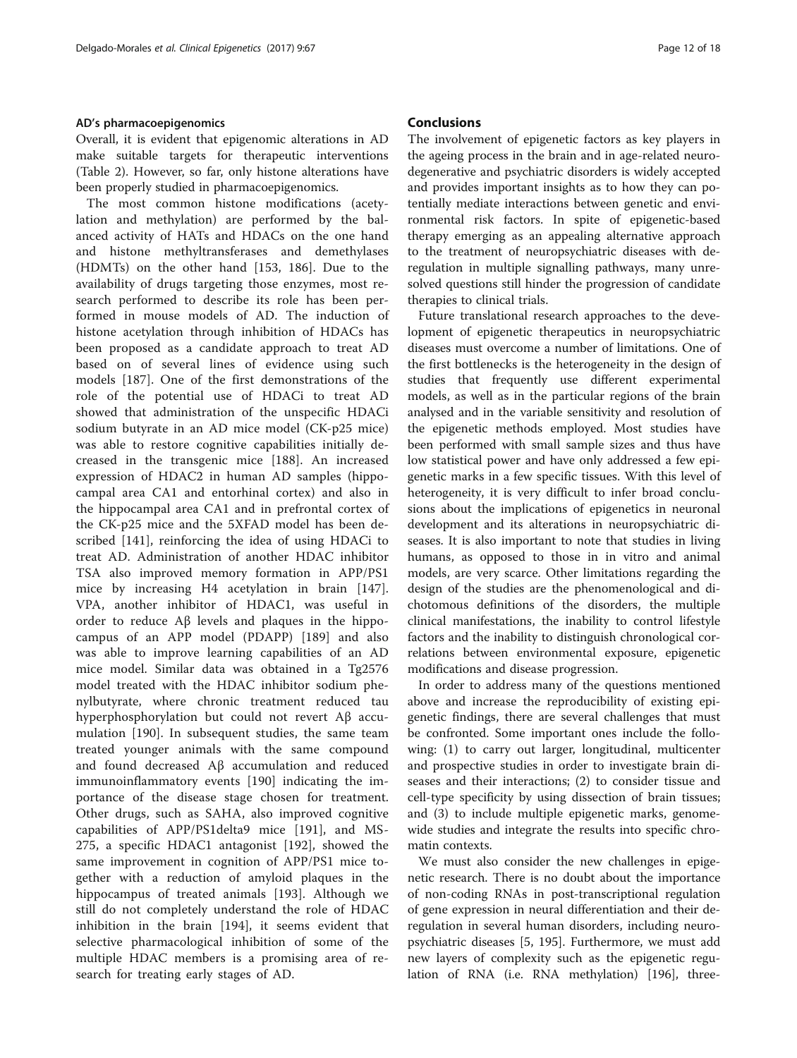### AD's pharmacoepigenomics

Overall, it is evident that epigenomic alterations in AD make suitable targets for therapeutic interventions (Table 2). However, so far, only histone alterations have been properly studied in pharmacoepigenomics.

The most common histone modifications (acetylation and methylation) are performed by the balanced activity of HATs and HDACs on the one hand and histone methyltransferases and demethylases (HDMTs) on the other hand [153, 186]. Due to the availability of drugs targeting those enzymes, most research performed to describe its role has been performed in mouse models of AD. The induction of histone acetylation through inhibition of HDACs has been proposed as a candidate approach to treat AD based on of several lines of evidence using such models [187]. One of the first demonstrations of the role of the potential use of HDACi to treat AD showed that administration of the unspecific HDACi sodium butyrate in an AD mice model (CK-p25 mice) was able to restore cognitive capabilities initially decreased in the transgenic mice [188]. An increased expression of HDAC2 in human AD samples (hippocampal area CA1 and entorhinal cortex) and also in the hippocampal area CA1 and in prefrontal cortex of the CK-p25 mice and the 5XFAD model has been described [141], reinforcing the idea of using HDACi to treat AD. Administration of another HDAC inhibitor TSA also improved memory formation in APP/PS1 mice by increasing H4 acetylation in brain [147]. VPA, another inhibitor of HDAC1, was useful in order to reduce Aβ levels and plaques in the hippocampus of an APP model (PDAPP) [189] and also was able to improve learning capabilities of an AD mice model. Similar data was obtained in a Tg2576 model treated with the HDAC inhibitor sodium phenylbutyrate, where chronic treatment reduced tau hyperphosphorylation but could not revert Aβ accumulation [190]. In subsequent studies, the same team treated younger animals with the same compound and found decreased Aβ accumulation and reduced immunoinflammatory events [190] indicating the importance of the disease stage chosen for treatment. Other drugs, such as SAHA, also improved cognitive capabilities of APP/PS1delta9 mice [191], and MS-275, a specific HDAC1 antagonist [192], showed the same improvement in cognition of APP/PS1 mice together with a reduction of amyloid plaques in the hippocampus of treated animals [193]. Although we still do not completely understand the role of HDAC inhibition in the brain [194], it seems evident that selective pharmacological inhibition of some of the multiple HDAC members is a promising area of research for treating early stages of AD.

## Conclusions

The involvement of epigenetic factors as key players in the ageing process in the brain and in age-related neurodegenerative and psychiatric disorders is widely accepted and provides important insights as to how they can potentially mediate interactions between genetic and environmental risk factors. In spite of epigenetic-based therapy emerging as an appealing alternative approach to the treatment of neuropsychiatric diseases with deregulation in multiple signalling pathways, many unresolved questions still hinder the progression of candidate therapies to clinical trials.

Future translational research approaches to the development of epigenetic therapeutics in neuropsychiatric diseases must overcome a number of limitations. One of the first bottlenecks is the heterogeneity in the design of studies that frequently use different experimental models, as well as in the particular regions of the brain analysed and in the variable sensitivity and resolution of the epigenetic methods employed. Most studies have been performed with small sample sizes and thus have low statistical power and have only addressed a few epigenetic marks in a few specific tissues. With this level of heterogeneity, it is very difficult to infer broad conclusions about the implications of epigenetics in neuronal development and its alterations in neuropsychiatric diseases. It is also important to note that studies in living humans, as opposed to those in in vitro and animal models, are very scarce. Other limitations regarding the design of the studies are the phenomenological and dichotomous definitions of the disorders, the multiple clinical manifestations, the inability to control lifestyle factors and the inability to distinguish chronological correlations between environmental exposure, epigenetic modifications and disease progression.

In order to address many of the questions mentioned above and increase the reproducibility of existing epigenetic findings, there are several challenges that must be confronted. Some important ones include the following: (1) to carry out larger, longitudinal, multicenter and prospective studies in order to investigate brain diseases and their interactions; (2) to consider tissue and cell-type specificity by using dissection of brain tissues; and (3) to include multiple epigenetic marks, genome-wide studies and integrate the results into specific chromatin contexts.

We must also consider the new challenges in epigenetic research. There is no doubt about the importance of non-coding RNAs in post-transcriptional regulation of gene expression in neural differentiation and their deregulation in several human disorders, including neuropsychiatric diseases [5, 195]. Furthermore, we must add new layers of complexity such as the epigenetic regulation of RNA (i.e. RNA methylation) [196], three-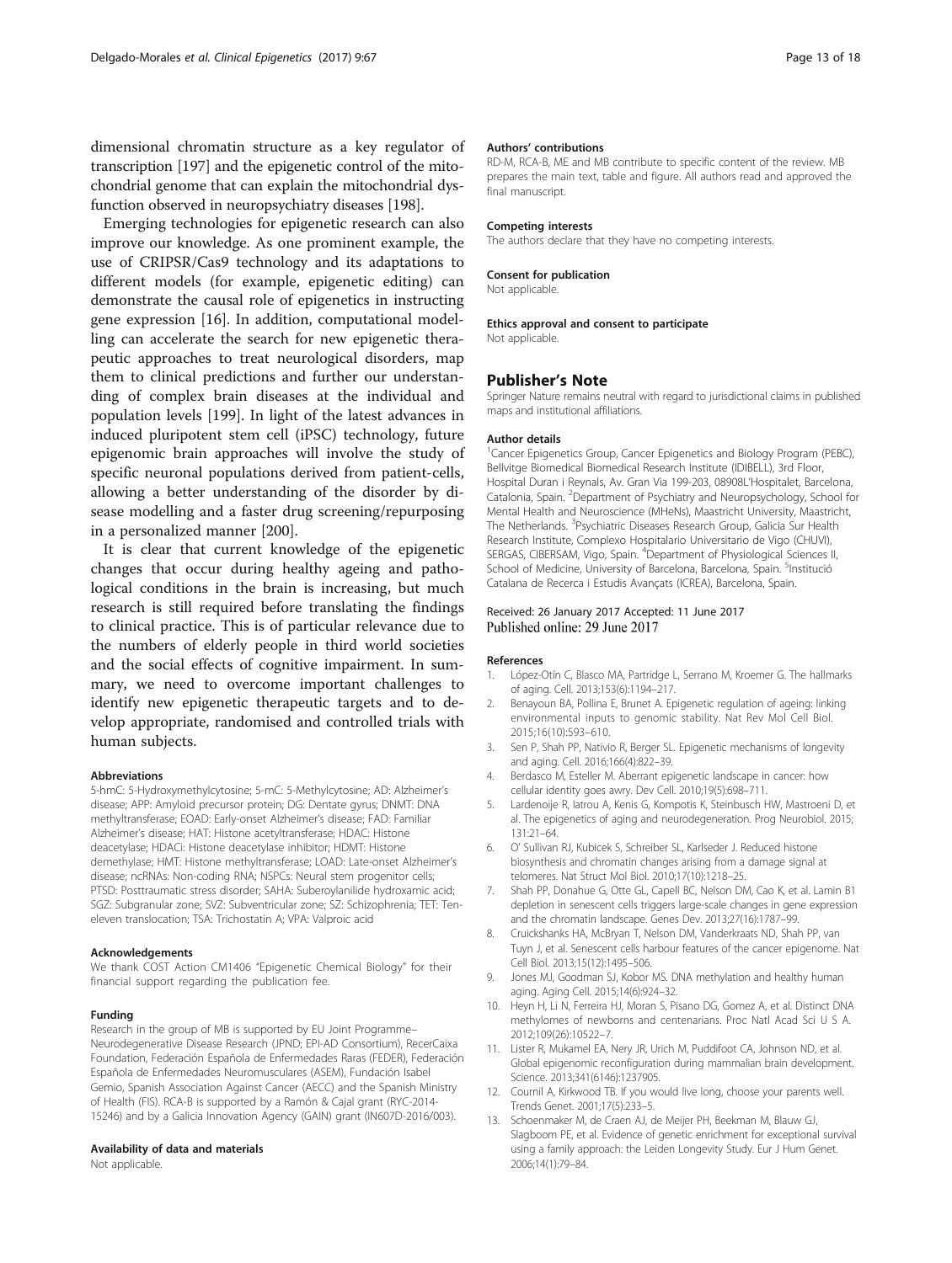dimensional chromatin structure as a key regulator of transcription [197] and the epigenetic control of the mitochondrial genome that can explain the mitochondrial dysfunction observed in neuropsychiatry diseases [198].

Emerging technologies for epigenetic research can also improve our knowledge. As one prominent example, the use of CRIPSR/Cas9 technology and its adaptations to different models (for example, epigenetic editing) can demonstrate the causal role of epigenetics in instructing gene expression [16]. In addition, computational modelling can accelerate the search for new epigenetic therapeutic approaches to treat neurological disorders, map them to clinical predictions and further our understanding of complex brain diseases at the individual and population levels [199]. In light of the latest advances in induced pluripotent stem cell (iPSC) technology, future epigenomic brain approaches will involve the study of specific neuronal populations derived from patient-cells, allowing a better understanding of the disorder by disease modelling and a faster drug screening/repurposing in a personalized manner [200].

It is clear that current knowledge of the epigenetic changes that occur during healthy ageing and pathological conditions in the brain is increasing, but much research is still required before translating the findings to clinical practice. This is of particular relevance due to the numbers of elderly people in third world societies and the social effects of cognitive impairment. In summary, we need to overcome important challenges to identify new epigenetic therapeutic targets and to develop appropriate, randomised and controlled trials with human subjects.

#### Abbreviations

5-hmC: 5-Hydroxymethylcytosine; 5-mC: 5-Methylcytosine; AD: Alzheimer's disease; APP: Amyloid precursor protein; DG: Dentate gyrus; DNMT: DNA methyltransferase; EOAD: Early-onset Alzheimer's disease; FAD: Familiar Alzheimer's disease; HAT: Histone acetyltransferase; HDAC: Histone deacetylase; HDACi: Histone deacetylase inhibitor; HDMT: Histone demethylase; HMT: Histone methyltransferase; LOAD: Late-onset Alzheimer's disease; ncRNAs: Non-coding RNA; NSPCs: Neural stem progenitor cells; PTSD: Posttraumatic stress disorder; SAHA: Suberoylanilide hydroxamic acid; SGZ: Subgranular zone; SVZ: Subventricular zone; SZ: Schizophrenia; TET: Ten-eleven translocation; TSA: Trichostatin A; VPA: Valproic acid

#### Acknowledgements

We thank COST Action CM1406 "Epigenetic Chemical Biology" for their financial support regarding the publication fee.

#### Funding

Research in the group of MB is supported by EU Joint Programme–Neurodegenerative Disease Research (JPND; EPI-AD Consortium), RecerCaixa Foundation, Federación Española de Enfermedades Raras (FEDER), Federación Española de Enfermedades Neuromusculares (ASEM), Fundación Isabel Gemio, Spanish Association Against Cancer (AECC) and the Spanish Ministry of Health (FIS). RCA-B is supported by a Ramón & Cajal grant (RYC-2014-15246) and by a Galicia Innovation Agency (GAIN) grant (IN607D-2016/003).

#### Availability of data and materials

Not applicable.

#### Authors' contributions

RD-M, RCA-B, ME and MB contribute to specific content of the review. MB prepares the main text, table and figure. All authors read and approved the final manuscript.

#### Competing interests

The authors declare that they have no competing interests.

#### Consent for publication

Not applicable.

#### Ethics approval and consent to participate

Not applicable.

### Publisher's Note

Springer Nature remains neutral with regard to jurisdictional claims in published maps and institutional affiliations.

#### Author details

[1]Cancer Epigenetics Group, Cancer Epigenetics and Biology Program (PEBC), Bellvitge Biomedical Biomedical Research Institute (IDIBELL), 3rd Floor, Hospital Duran i Reynals, Av. Gran Via 199-203, 08908L'Hospitalet, Barcelona, Catalonia, Spain. [2]Department of Psychiatry and Neuropsychology, School for Mental Health and Neuroscience (MHeNs), Maastricht University, Maastricht, The Netherlands. [3]Psychiatric Diseases Research Group, Galicia Sur Health Research Institute, Complexo Hospitalario Universitario de Vigo (CHUVI), SERGAS, CIBERSAM, Vigo, Spain. [4]Department of Physiological Sciences II, School of Medicine, University of Barcelona, Barcelona, Spain. [5]Institució Catalana de Recerca i Estudis Avançats (ICREA), Barcelona, Spain.

Received: 26 January 2017 Accepted: 11 June 2017
Published online: 29 June 2017

#### References

1. López-Otín C, Blasco MA, Partridge L, Serrano M, Kroemer G. The hallmarks of aging. Cell. 2013;153(6):1194–217.
2. Benayoun BA, Pollina E, Brunet A. Epigenetic regulation of ageing: linking environmental inputs to genomic stability. Nat Rev Mol Cell Biol. 2015;16(10):593–610.
3. Sen P, Shah PP, Nativio R, Berger SL. Epigenetic mechanisms of longevity and aging. Cell. 2016;166(4):822–39.
4. Berdasco M, Esteller M. Aberrant epigenetic landscape in cancer: how cellular identity goes awry. Dev Cell. 2010;19(5):698–711.
5. Lardenoije R, Iatrou A, Kenis G, Kompotis K, Steinbusch HW, Mastroeni D, et al. The epigenetics of aging and neurodegeneration. Prog Neurobiol. 2015;131:21–64.
6. O' Sullivan RJ, Kubicek S, Schreiber SL, Karlseder J. Reduced histone biosynthesis and chromatin changes arising from a damage signal at telomeres. Nat Struct Mol Biol. 2010;17(10):1218–25.
7. Shah PP, Donahue G, Otte GL, Capell BC, Nelson DM, Cao K, et al. Lamin B1 depletion in senescent cells triggers large-scale changes in gene expression and the chromatin landscape. Genes Dev. 2013;27(16):1787–99.
8. Cruickshanks HA, McBryan T, Nelson DM, Vanderkraats ND, Shah PP, van Tuyn J, et al. Senescent cells harbour features of the cancer epigenome. Nat Cell Biol. 2013;15(12):1495–506.
9. Jones MJ, Goodman SJ, Kobor MS. DNA methylation and healthy human aging. Aging Cell. 2015;14(6):924–32.
10. Heyn H, Li N, Ferreira HJ, Moran S, Pisano DG, Gomez A, et al. Distinct DNA methylomes of newborns and centenarians. Proc Natl Acad Sci U S A. 2012;109(26):10522–7.
11. Lister R, Mukamel EA, Nery JR, Urich M, Puddifoot CA, Johnson ND, et al. Global epigenomic reconfiguration during mammalian brain development. Science. 2013;341(6146):1237905.
12. Cournil A, Kirkwood TB. If you would live long, choose your parents well. Trends Genet. 2001;17(5):233–5.
13. Schoenmaker M, de Craen AJ, de Meijer PH, Beekman M, Blauw GJ, Slagboom PE, et al. Evidence of genetic enrichment for exceptional survival using a family approach: the Leiden Longevity Study. Eur J Hum Genet. 2006;14(1):79–84.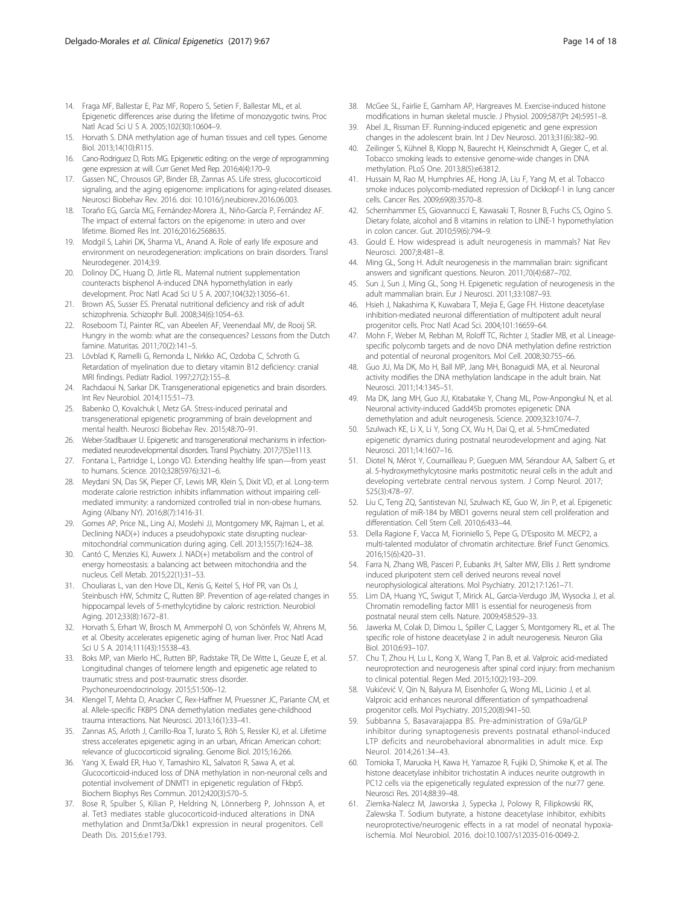14. Fraga MF, Ballestar E, Paz MF, Ropero S, Setien F, Ballestar ML, et al. Epigenetic differences arise during the lifetime of monozygotic twins. Proc Natl Acad Sci U S A. 2005;102(30):10604–9.
15. Horvath S. DNA methylation age of human tissues and cell types. Genome Biol. 2013;14(10):R115.
16. Cano-Rodriguez D, Rots MG. Epigenetic editing: on the verge of reprogramming gene expression at will. Curr Genet Med Rep. 2016;4(4):170–9.
17. Gassen NC, Chrousos GP, Binder EB, Zannas AS. Life stress, glucocorticoid signaling, and the aging epigenome: implications for aging-related diseases. Neurosci Biobehav Rev. 2016. doi: 10.1016/j.neubiorev.2016.06.003.
18. Toraño EG, García MG, Fernández-Morera JL, Niño-García P, Fernández AF. The impact of external factors on the epigenome: in utero and over lifetime. Biomed Res Int. 2016;2016:2568635.
19. Modgil S, Lahiri DK, Sharma VL, Anand A. Role of early life exposure and environment on neurodegeneration: implications on brain disorders. Transl Neurodegener. 2014;3:9.
20. Dolinoy DC, Huang D, Jirtle RL. Maternal nutrient supplementation counteracts bisphenol A-induced DNA hypomethylation in early development. Proc Natl Acad Sci U S A. 2007;104(32):13056–61.
21. Brown AS, Susser ES. Prenatal nutritional deficiency and risk of adult schizophrenia. Schizophr Bull. 2008;34(6):1054–63.
22. Roseboom TJ, Painter RC, van Abeelen AF, Veenendaal MV, de Rooij SR. Hungry in the womb: what are the consequences? Lessons from the Dutch famine. Maturitas. 2011;70(2):141–5.
23. Lövblad K, Ramelli G, Remonda L, Nirkko AC, Ozdoba C, Schroth G. Retardation of myelination due to dietary vitamin B12 deficiency: cranial MRI findings. Pediatr Radiol. 1997;27(2):155–8.
24. Rachdaoui N, Sarkar DK. Transgenerational epigenetics and brain disorders. Int Rev Neurobiol. 2014;115:51–73.
25. Babenko O, Kovalchuk I, Metz GA. Stress-induced perinatal and transgenerational epigenetic programming of brain development and mental health. Neurosci Biobehav Rev. 2015;48:70–91.
26. Weber-Stadlbauer U. Epigenetic and transgenerational mechanisms in infection-mediated neurodevelopmental disorders. Transl Psychiatry. 2017;7(5):e1113.
27. Fontana L, Partridge L, Longo VD. Extending healthy life span—from yeast to humans. Science. 2010;328(5976):321–6.
28. Meydani SN, Das SK, Pieper CF, Lewis MR, Klein S, Dixit VD, et al. Long-term moderate calorie restriction inhibits inflammation without impairing cell-mediated immunity: a randomized controlled trial in non-obese humans. Aging (Albany NY). 2016;8(7):1416-31.
29. Gomes AP, Price NL, Ling AJ, Moslehi JJ, Montgomery MK, Rajman L, et al. Declining NAD(+) induces a pseudohypoxic state disrupting nuclear-mitochondrial communication during aging. Cell. 2013;155(7):1624–38.
30. Cantó C, Menzies KJ, Auwerx J. NAD(+) metabolism and the control of energy homeostasis: a balancing act between mitochondria and the nucleus. Cell Metab. 2015;22(1):31–53.
31. Chouliaras L, van den Hove DL, Kenis G, Keitel S, Hof PR, van Os J, Steinbusch HW, Schmitz C, Rutten BP. Prevention of age-related changes in hippocampal levels of 5-methylcytidine by caloric restriction. Neurobiol Aging. 2012;33(8):1672–81.
32. Horvath S, Erhart W, Brosch M, Ammerpohl O, von Schönfels W, Ahrens M, et al. Obesity accelerates epigenetic aging of human liver. Proc Natl Acad Sci U S A. 2014;111(43):15538–43.
33. Boks MP, van Mierlo HC, Rutten BP, Radstake TR, De Witte L, Geuze E, et al. Longitudinal changes of telomere length and epigenetic age related to traumatic stress and post-traumatic stress disorder. Psychoneuroendocrinology. 2015;51:506–12.
34. Klengel T, Mehta D, Anacker C, Rex-Haffner M, Pruessner JC, Pariante CM, et al. Allele-specific FKBP5 DNA demethylation mediates gene-childhood trauma interactions. Nat Neurosci. 2013;16(1):33–41.
35. Zannas AS, Arloth J, Carrillo-Roa T, Iurato S, Röh S, Ressler KJ, et al. Lifetime stress accelerates epigenetic aging in an urban, African American cohort: relevance of glucocorticoid signaling. Genome Biol. 2015;16:266.
36. Yang X, Ewald ER, Huo Y, Tamashiro KL, Salvatori R, Sawa A, et al. Glucocorticoid-induced loss of DNA methylation in non-neuronal cells and potential involvement of DNMT1 in epigenetic regulation of Fkbp5. Biochem Biophys Res Commun. 2012;420(3):570–5.
37. Bose R, Spulber S, Kilian P, Heldring N, Lönnerberg P, Johnsson A, et al. Tet3 mediates stable glucocorticoid-induced alterations in DNA methylation and Dnmt3a/Dkk1 expression in neural progenitors. Cell Death Dis. 2015;6:e1793.
38. McGee SL, Fairlie E, Garnham AP, Hargreaves M. Exercise-induced histone modifications in human skeletal muscle. J Physiol. 2009;587(Pt 24):5951–8.
39. Abel JL, Rissman EF. Running-induced epigenetic and gene expression changes in the adolescent brain. Int J Dev Neurosci. 2013;31(6):382–90.
40. Zeilinger S, Kühnel B, Klopp N, Baurecht H, Kleinschmidt A, Gieger C, et al. Tobacco smoking leads to extensive genome-wide changes in DNA methylation. PLoS One. 2013;8(5):e63812.
41. Hussain M, Rao M, Humphries AE, Hong JA, Liu F, Yang M, et al. Tobacco smoke induces polycomb-mediated repression of Dickkopf-1 in lung cancer cells. Cancer Res. 2009;69(8):3570–8.
42. Schernhammer ES, Giovannucci E, Kawasaki T, Rosner B, Fuchs CS, Ogino S. Dietary folate, alcohol and B vitamins in relation to LINE-1 hypomethylation in colon cancer. Gut. 2010;59(6):794–9.
43. Gould E. How widespread is adult neurogenesis in mammals? Nat Rev Neurosci. 2007;8:481–8.
44. Ming GL, Song H. Adult neurogenesis in the mammalian brain: significant answers and significant questions. Neuron. 2011;70(4):687–702.
45. Sun J, Sun J, Ming GL, Song H. Epigenetic regulation of neurogenesis in the adult mammalian brain. Eur J Neurosci. 2011;33:1087–93.
46. Hsieh J, Nakashima K, Kuwabara T, Mejia E, Gage FH. Histone deacetylase inhibition-mediated neuronal differentiation of multipotent adult neural progenitor cells. Proc Natl Acad Sci. 2004;101:16659–64.
47. Mohn F, Weber M, Rebhan M, Roloff TC, Richter J, Stadler MB, et al. Lineage-specific polycomb targets and de novo DNA methylation define restriction and potential of neuronal progenitors. Mol Cell. 2008;30:755–66.
48. Guo JU, Ma DK, Mo H, Ball MP, Jang MH, Bonaguidi MA, et al. Neuronal activity modifies the DNA methylation landscape in the adult brain. Nat Neurosci. 2011;14:1345–51.
49. Ma DK, Jang MH, Guo JU, Kitabatake Y, Chang ML, Pow-Anpongkul N, et al. Neuronal activity-induced Gadd45b promotes epigenetic DNA demethylation and adult neurogenesis. Science. 2009;323:1074–7.
50. Szulwach KE, Li X, Li Y, Song CX, Wu H, Dai Q, et al. 5-hmC-mediated epigenetic dynamics during postnatal neurodevelopment and aging. Nat Neurosci. 2011;14:1607–16.
51. Diotel N, Mérot Y, Coumailleau P, Gueguen MM, Sérandour AA, Salbert G, et al. 5-hydroxymethylcytosine marks postmitotic neural cells in the adult and developing vertebrate central nervous system. J Comp Neurol. 2017; 525(3):478–97.
52. Liu C, Teng ZQ, Santistevan NJ, Szulwach KE, Guo W, Jin P, et al. Epigenetic regulation of miR-184 by MBD1 governs neural stem cell proliferation and differentiation. Cell Stem Cell. 2010;6:433–44.
53. Della Ragione F, Vacca M, Fioriniello S, Pepe G, D'Esposito M. MECP2, a multi-talented modulator of chromatin architecture. Brief Funct Genomics. 2016;15(6):420–31.
54. Farra N, Zhang WB, Pasceri P, Eubanks JH, Salter MW, Ellis J. Rett syndrome induced pluripotent stem cell derived neurons reveal novel neurophysiological alterations. Mol Psychiatry. 2012;17:1261–71.
55. Lim DA, Huang YC, Swigut T, Mirick AL, Garcia-Verdugo JM, Wysocka J, et al. Chromatin remodelling factor Mll1 is essential for neurogenesis from postnatal neural stem cells. Nature. 2009;458:529–33.
56. Jawerka M, Colak D, Dimou L, Spiller C, Lagger S, Montgomery RL, et al. The specific role of histone deacetylase 2 in adult neurogenesis. Neuron Glia Biol. 2010;6:93–107.
57. Chu T, Zhou H, Lu L, Kong X, Wang T, Pan B, et al. Valproic acid-mediated neuroprotection and neurogenesis after spinal cord injury: from mechanism to clinical potential. Regen Med. 2015;10(2):193–209.
58. Vukićević V, Qin N, Balyura M, Eisenhofer G, Wong ML, Licinio J, et al. Valproic acid enhances neuronal differentiation of sympathoadrenal progenitor cells. Mol Psychiatry. 2015;20(8):941–50.
59. Subbanna S, Basavarajappa BS. Pre-administration of G9a/GLP inhibitor during synaptogenesis prevents postnatal ethanol-induced LTP deficits and neurobehavioral abnormalities in adult mice. Exp Neurol. 2014;261:34–43.
60. Tomioka T, Maruoka H, Kawa H, Yamazoe R, Fujiki D, Shimoke K, et al. The histone deacetylase inhibitor trichostatin A induces neurite outgrowth in PC12 cells via the epigenetically regulated expression of the nur77 gene. Neurosci Res. 2014;88:39–48.
61. Ziemka-Nalecz M, Jaworska J, Sypecka J, Polowy R, Filipkowski RK, Zalewska T. Sodium butyrate, a histone deacetylase inhibitor, exhibits neuroprotective/neurogenic effects in a rat model of neonatal hypoxia-ischemia. Mol Neurobiol. 2016. doi:10.1007/s12035-016-0049-2.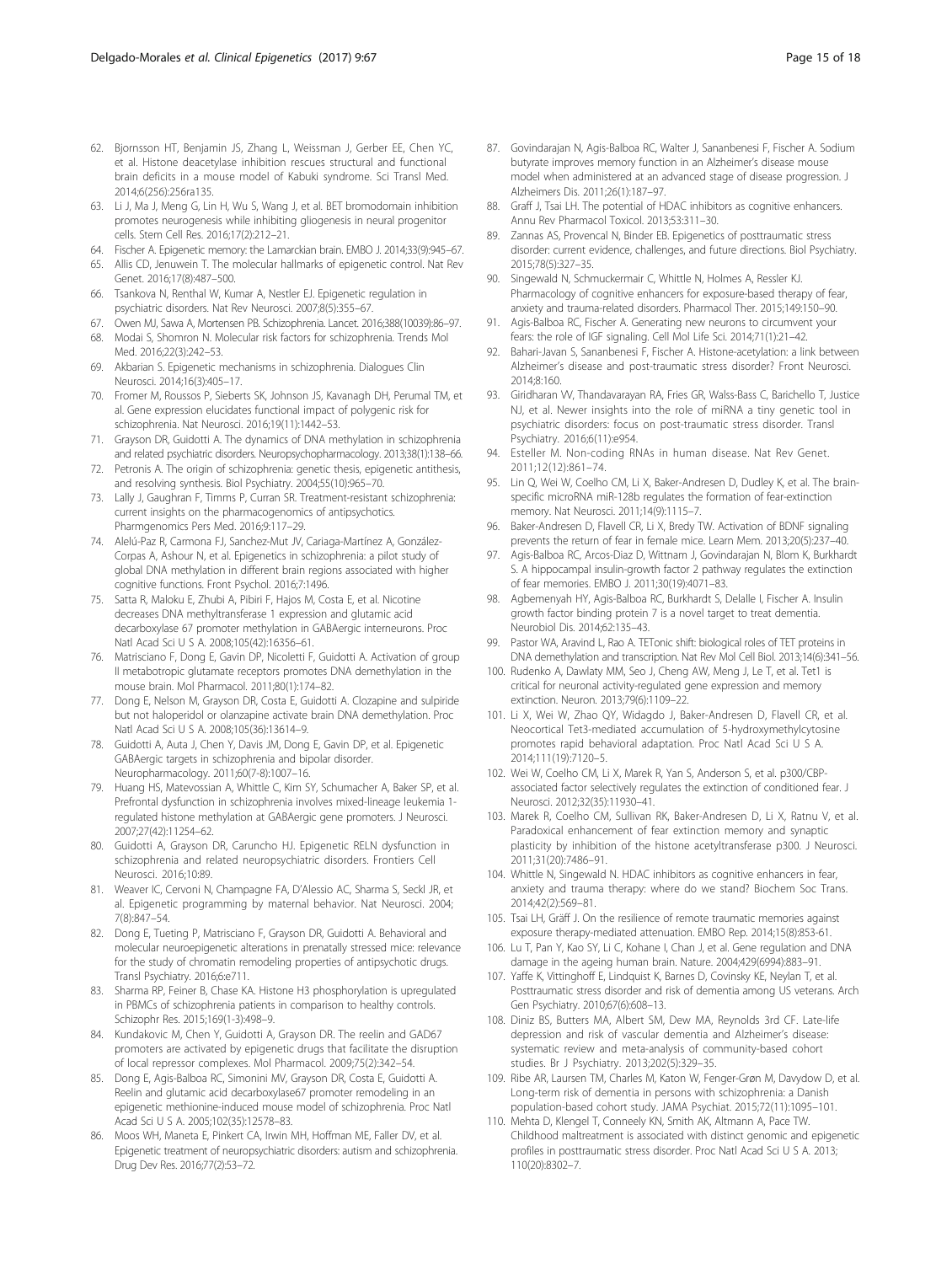62. Bjornsson HT, Benjamin JS, Zhang L, Weissman J, Gerber EE, Chen YC, et al. Histone deacetylase inhibition rescues structural and functional brain deficits in a mouse model of Kabuki syndrome. Sci Transl Med. 2014;6(256):256ra135.
63. Li J, Ma J, Meng G, Lin H, Wu S, Wang J, et al. BET bromodomain inhibition promotes neurogenesis while inhibiting gliogenesis in neural progenitor cells. Stem Cell Res. 2016;17(2):212–21.
64. Fischer A. Epigenetic memory: the Lamarckian brain. EMBO J. 2014;33(9):945–67.
65. Allis CD, Jenuwein T. The molecular hallmarks of epigenetic control. Nat Rev Genet. 2016;17(8):487–500.
66. Tsankova N, Renthal W, Kumar A, Nestler EJ. Epigenetic regulation in psychiatric disorders. Nat Rev Neurosci. 2007;8(5):355–67.
67. Owen MJ, Sawa A, Mortensen PB. Schizophrenia. Lancet. 2016;388(10039):86–97.
68. Modai S, Shomron N. Molecular risk factors for schizophrenia. Trends Mol Med. 2016;22(3):242–53.
69. Akbarian S. Epigenetic mechanisms in schizophrenia. Dialogues Clin Neurosci. 2014;16(3):405–17.
70. Fromer M, Roussos P, Sieberts SK, Johnson JS, Kavanagh DH, Perumal TM, et al. Gene expression elucidates functional impact of polygenic risk for schizophrenia. Nat Neurosci. 2016;19(11):1442–53.
71. Grayson DR, Guidotti A. The dynamics of DNA methylation in schizophrenia and related psychiatric disorders. Neuropsychopharmacology. 2013;38(1):138–66.
72. Petronis A. The origin of schizophrenia: genetic thesis, epigenetic antithesis, and resolving synthesis. Biol Psychiatry. 2004;55(10):965–70.
73. Lally J, Gaughran F, Timms P, Curran SR. Treatment-resistant schizophrenia: current insights on the pharmacogenomics of antipsychotics. Pharmgenomics Pers Med. 2016;9:117–29.
74. Alelú-Paz R, Carmona FJ, Sanchez-Mut JV, Cariaga-Martínez A, González-Corpas A, Ashour N, et al. Epigenetics in schizophrenia: a pilot study of global DNA methylation in different brain regions associated with higher cognitive functions. Front Psychol. 2016;7:1496.
75. Satta R, Maloku E, Zhubi A, Pibiri F, Hajos M, Costa E, et al. Nicotine decreases DNA methyltransferase 1 expression and glutamic acid decarboxylase 67 promoter methylation in GABAergic interneurons. Proc Natl Acad Sci U S A. 2008;105(42):16356–61.
76. Matrisciano F, Dong E, Gavin DP, Nicoletti F, Guidotti A. Activation of group II metabotropic glutamate receptors promotes DNA demethylation in the mouse brain. Mol Pharmacol. 2011;80(1):174–82.
77. Dong E, Nelson M, Grayson DR, Costa E, Guidotti A. Clozapine and sulpiride but not haloperidol or olanzapine activate brain DNA demethylation. Proc Natl Acad Sci U S A. 2008;105(36):13614–9.
78. Guidotti A, Auta J, Chen Y, Davis JM, Dong E, Gavin DP, et al. Epigenetic GABAergic targets in schizophrenia and bipolar disorder. Neuropharmacology. 2011;60(7-8):1007–16.
79. Huang HS, Matevossian A, Whittle C, Kim SY, Schumacher A, Baker SP, et al. Prefrontal dysfunction in schizophrenia involves mixed-lineage leukemia 1-regulated histone methylation at GABAergic gene promoters. J Neurosci. 2007;27(42):11254–62.
80. Guidotti A, Grayson DR, Caruncho HJ. Epigenetic RELN dysfunction in schizophrenia and related neuropsychiatric disorders. Frontiers Cell Neurosci. 2016;10:89.
81. Weaver IC, Cervoni N, Champagne FA, D'Alessio AC, Sharma S, Seckl JR, et al. Epigenetic programming by maternal behavior. Nat Neurosci. 2004; 7(8):847–54.
82. Dong E, Tueting P, Matrisciano F, Grayson DR, Guidotti A. Behavioral and molecular neuroepigenetic alterations in prenatally stressed mice: relevance for the study of chromatin remodeling properties of antipsychotic drugs. Transl Psychiatry. 2016;6:e711.
83. Sharma RP, Feiner B, Chase KA. Histone H3 phosphorylation is upregulated in PBMCs of schizophrenia patients in comparison to healthy controls. Schizophr Res. 2015;169(1-3):498–9.
84. Kundakovic M, Chen Y, Guidotti A, Grayson DR. The reelin and GAD67 promoters are activated by epigenetic drugs that facilitate the disruption of local repressor complexes. Mol Pharmacol. 2009;75(2):342–54.
85. Dong E, Agis-Balboa RC, Simonini MV, Grayson DR, Costa E, Guidotti A. Reelin and glutamic acid decarboxylase67 promoter remodeling in an epigenetic methionine-induced mouse model of schizophrenia. Proc Natl Acad Sci U S A. 2005;102(35):12578–83.
86. Moos WH, Maneta E, Pinkert CA, Irwin MH, Hoffman ME, Faller DV, et al. Epigenetic treatment of neuropsychiatric disorders: autism and schizophrenia. Drug Dev Res. 2016;77(2):53–72.
87. Govindarajan N, Agis-Balboa RC, Walter J, Sananbenesi F, Fischer A. Sodium butyrate improves memory function in an Alzheimer's disease mouse model when administered at an advanced stage of disease progression. J Alzheimers Dis. 2011;26(1):187–97.
88. Graff J, Tsai LH. The potential of HDAC inhibitors as cognitive enhancers. Annu Rev Pharmacol Toxicol. 2013;53:311–30.
89. Zannas AS, Provencal N, Binder EB. Epigenetics of posttraumatic stress disorder: current evidence, challenges, and future directions. Biol Psychiatry. 2015;78(5):327–35.
90. Singewald N, Schmuckermair C, Whittle N, Holmes A, Ressler KJ. Pharmacology of cognitive enhancers for exposure-based therapy of fear, anxiety and trauma-related disorders. Pharmacol Ther. 2015;149:150–90.
91. Agis-Balboa RC, Fischer A. Generating new neurons to circumvent your fears: the role of IGF signaling. Cell Mol Life Sci. 2014;71(1):21–42.
92. Bahari-Javan S, Sananbenesi F, Fischer A. Histone-acetylation: a link between Alzheimer's disease and post-traumatic stress disorder? Front Neurosci. 2014;8:160.
93. Giridharan VV, Thandavarayan RA, Fries GR, Walss-Bass C, Barichello T, Justice NJ, et al. Newer insights into the role of miRNA a tiny genetic tool in psychiatric disorders: focus on post-traumatic stress disorder. Transl Psychiatry. 2016;6(11):e954.
94. Esteller M. Non-coding RNAs in human disease. Nat Rev Genet. 2011;12(12):861–74.
95. Lin Q, Wei W, Coelho CM, Li X, Baker-Andresen D, Dudley K, et al. The brain-specific microRNA miR-128b regulates the formation of fear-extinction memory. Nat Neurosci. 2011;14(9):1115–7.
96. Baker-Andresen D, Flavell CR, Li X, Bredy TW. Activation of BDNF signaling prevents the return of fear in female mice. Learn Mem. 2013;20(5):237–40.
97. Agis-Balboa RC, Arcos-Diaz D, Wittnam J, Govindarajan N, Blom K, Burkhardt S. A hippocampal insulin-growth factor 2 pathway regulates the extinction of fear memories. EMBO J. 2011;30(19):4071–83.
98. Agbemenyah HY, Agis-Balboa RC, Burkhardt S, Delalle I, Fischer A. Insulin growth factor binding protein 7 is a novel target to treat dementia. Neurobiol Dis. 2014;62:135–43.
99. Pastor WA, Aravind L, Rao A. TETonic shift: biological roles of TET proteins in DNA demethylation and transcription. Nat Rev Mol Cell Biol. 2013;14(6):341–56.
100. Rudenko A, Dawlaty MM, Seo J, Cheng AW, Meng J, Le T, et al. Tet1 is critical for neuronal activity-regulated gene expression and memory extinction. Neuron. 2013;79(6):1109–22.
101. Li X, Wei W, Zhao QY, Widagdo J, Baker-Andresen D, Flavell CR, et al. Neocortical Tet3-mediated accumulation of 5-hydroxymethylcytosine promotes rapid behavioral adaptation. Proc Natl Acad Sci U S A. 2014;111(19):7120–5.
102. Wei W, Coelho CM, Li X, Marek R, Yan S, Anderson S, et al. p300/CBP-associated factor selectively regulates the extinction of conditioned fear. J Neurosci. 2012;32(35):11930–41.
103. Marek R, Coelho CM, Sullivan RK, Baker-Andresen D, Li X, Ratnu V, et al. Paradoxical enhancement of fear extinction memory and synaptic plasticity by inhibition of the histone acetyltransferase p300. J Neurosci. 2011;31(20):7486–91.
104. Whittle N, Singewald N. HDAC inhibitors as cognitive enhancers in fear, anxiety and trauma therapy: where do we stand? Biochem Soc Trans. 2014;42(2):569–81.
105. Tsai LH, Gräff J. On the resilience of remote traumatic memories against exposure therapy-mediated attenuation. EMBO Rep. 2014;15(8):853-61.
106. Lu T, Pan Y, Kao SY, Li C, Kohane I, Chan J, et al. Gene regulation and DNA damage in the ageing human brain. Nature. 2004;429(6994):883–91.
107. Yaffe K, Vittinghoff E, Lindquist K, Barnes D, Covinsky KE, Neylan T, et al. Posttraumatic stress disorder and risk of dementia among US veterans. Arch Gen Psychiatry. 2010;67(6):608–13.
108. Diniz BS, Butters MA, Albert SM, Dew MA, Reynolds 3rd CF. Late-life depression and risk of vascular dementia and Alzheimer's disease: systematic review and meta-analysis of community-based cohort studies. Br J Psychiatry. 2013;202(5):329–35.
109. Ribe AR, Laursen TM, Charles M, Katon W, Fenger-Grøn M, Davydow D, et al. Long-term risk of dementia in persons with schizophrenia: a Danish population-based cohort study. JAMA Psychiat. 2015;72(11):1095–101.
110. Mehta D, Klengel T, Conneely KN, Smith AK, Altmann A, Pace TW. Childhood maltreatment is associated with distinct genomic and epigenetic profiles in posttraumatic stress disorder. Proc Natl Acad Sci U S A. 2013; 110(20):8302–7.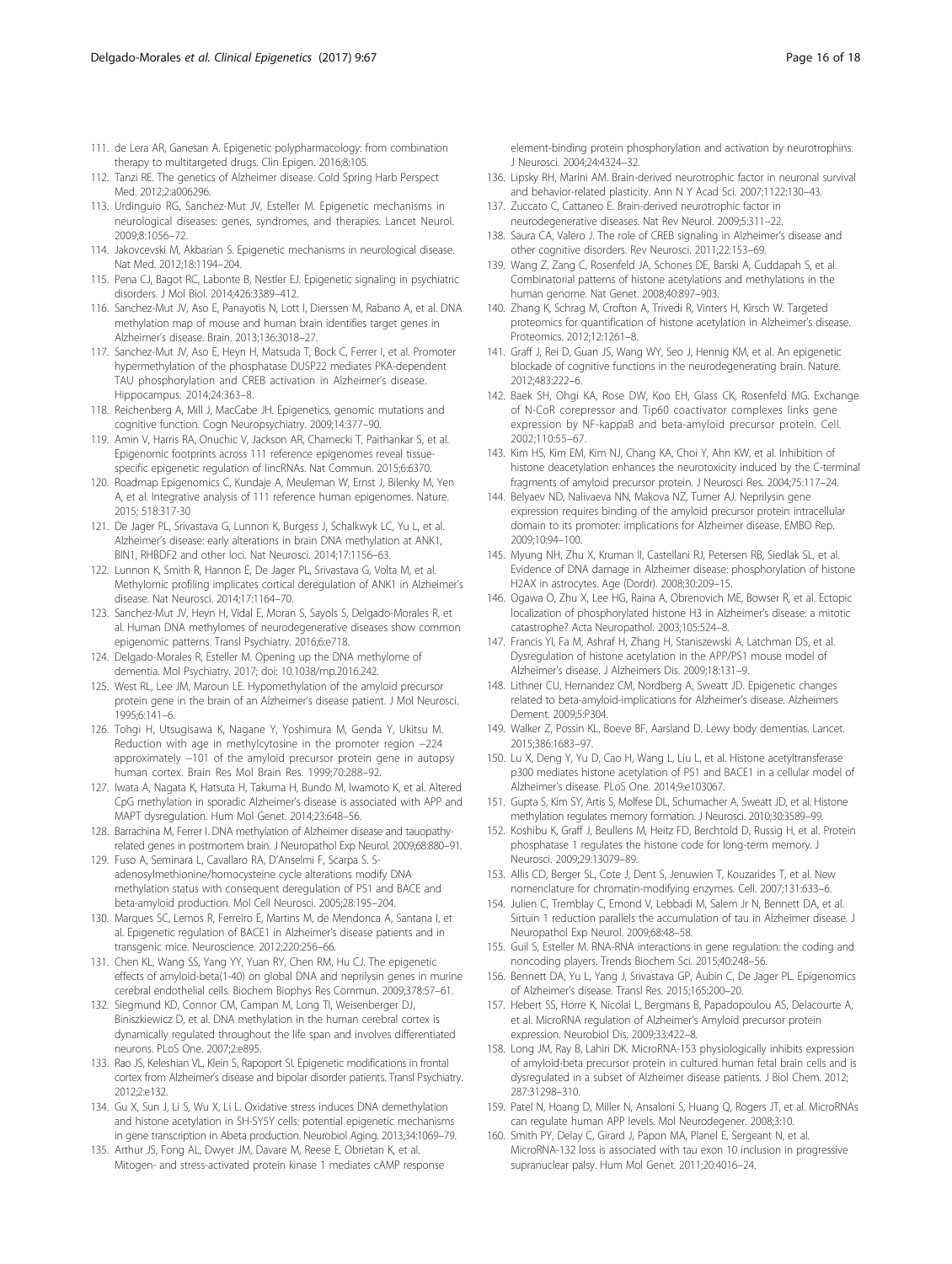111. de Lera AR, Ganesan A. Epigenetic polypharmacology: from combination therapy to multitargeted drugs. Clin Epigen. 2016;8:105.
112. Tanzi RE. The genetics of Alzheimer disease. Cold Spring Harb Perspect Med. 2012;2:a006296.
113. Urdinguio RG, Sanchez-Mut JV, Esteller M. Epigenetic mechanisms in neurological diseases: genes, syndromes, and therapies. Lancet Neurol. 2009;8:1056–72.
114. Jakovcevski M, Akbarian S. Epigenetic mechanisms in neurological disease. Nat Med. 2012;18:1194–204.
115. Pena CJ, Bagot RC, Labonte B, Nestler EJ. Epigenetic signaling in psychiatric disorders. J Mol Biol. 2014;426:3389–412.
116. Sanchez-Mut JV, Aso E, Panayotis N, Lott I, Dierssen M, Rabano A, et al. DNA methylation map of mouse and human brain identifies target genes in Alzheimer's disease. Brain. 2013;136:3018–27.
117. Sanchez-Mut JV, Aso E, Heyn H, Matsuda T, Bock C, Ferrer I, et al. Promoter hypermethylation of the phosphatase DUSP22 mediates PKA-dependent TAU phosphorylation and CREB activation in Alzheimer's disease. Hippocampus. 2014;24:363–8.
118. Reichenberg A, Mill J, MacCabe JH. Epigenetics, genomic mutations and cognitive function. Cogn Neuropsychiatry. 2009;14:377–90.
119. Amin V, Harris RA, Onuchic V, Jackson AR, Charnecki T, Paithankar S, et al. Epigenomic footprints across 111 reference epigenomes reveal tissue-specific epigenetic regulation of lincRNAs. Nat Commun. 2015;6:6370.
120. Roadmap Epigenomics C, Kundaje A, Meuleman W, Ernst J, Bilenky M, Yen A, et al. Integrative analysis of 111 reference human epigenomes. Nature. 2015; 518:317-30
121. De Jager PL, Srivastava G, Lunnon K, Burgess J, Schalkwyk LC, Yu L, et al. Alzheimer's disease: early alterations in brain DNA methylation at ANK1, BIN1, RHBDF2 and other loci. Nat Neurosci. 2014;17:1156–63.
122. Lunnon K, Smith R, Hannon E, De Jager PL, Srivastava G, Volta M, et al. Methylomic profiling implicates cortical deregulation of ANK1 in Alzheimer's disease. Nat Neurosci. 2014;17:1164–70.
123. Sanchez-Mut JV, Heyn H, Vidal E, Moran S, Sayols S, Delgado-Morales R, et al. Human DNA methylomes of neurodegenerative diseases show common epigenomic patterns. Transl Psychiatry. 2016;6:e718.
124. Delgado-Morales R, Esteller M. Opening up the DNA methylome of dementia. Mol Psychiatry. 2017; doi: 10.1038/mp.2016.242.
125. West RL, Lee JM, Maroun LE. Hypomethylation of the amyloid precursor protein gene in the brain of an Alzheimer's disease patient. J Mol Neurosci. 1995;6:141–6.
126. Tohgi H, Utsugisawa K, Nagane Y, Yoshimura M, Genda Y, Ukitsu M. Reduction with age in methylcytosine in the promoter region −224 approximately −101 of the amyloid precursor protein gene in autopsy human cortex. Brain Res Mol Brain Res. 1999;70:288–92.
127. Iwata A, Nagata K, Hatsuta H, Takuma H, Bundo M, Iwamoto K, et al. Altered CpG methylation in sporadic Alzheimer's disease is associated with APP and MAPT dysregulation. Hum Mol Genet. 2014;23:648–56.
128. Barrachina M, Ferrer I. DNA methylation of Alzheimer disease and tauopathy-related genes in postmortem brain. J Neuropathol Exp Neurol. 2009;68:880–91.
129. Fuso A, Seminara L, Cavallaro RA, D'Anselmi F, Scarpa S. S-adenosylmethionine/homocysteine cycle alterations modify DNA methylation status with consequent deregulation of PS1 and BACE and beta-amyloid production. Mol Cell Neurosci. 2005;28:195–204.
130. Marques SC, Lemos R, Ferreiro E, Martins M, de Mendonca A, Santana I, et al. Epigenetic regulation of BACE1 in Alzheimer's disease patients and in transgenic mice. Neuroscience. 2012;220:256–66.
131. Chen KL, Wang SS, Yang YY, Yuan RY, Chen RM, Hu CJ. The epigenetic effects of amyloid-beta(1-40) on global DNA and neprilysin genes in murine cerebral endothelial cells. Biochem Biophys Res Commun. 2009;378:57–61.
132. Siegmund KD, Connor CM, Campan M, Long TI, Weisenberger DJ, Biniszkiewicz D, et al. DNA methylation in the human cerebral cortex is dynamically regulated throughout the life span and involves differentiated neurons. PLoS One. 2007;2:e895.
133. Rao JS, Keleshian VL, Klein S, Rapoport SI. Epigenetic modifications in frontal cortex from Alzheimer's disease and bipolar disorder patients. Transl Psychiatry. 2012;2:e132.
134. Gu X, Sun J, Li S, Wu X, Li L. Oxidative stress induces DNA demethylation and histone acetylation in SH-SY5Y cells: potential epigenetic mechanisms in gene transcription in Abeta production. Neurobiol Aging. 2013;34:1069–79.
135. Arthur JS, Fong AL, Dwyer JM, Davare M, Reese E, Obrietan K, et al. Mitogen- and stress-activated protein kinase 1 mediates cAMP response element-binding protein phosphorylation and activation by neurotrophins. J Neurosci. 2004;24:4324–32.
136. Lipsky RH, Marini AM. Brain-derived neurotrophic factor in neuronal survival and behavior-related plasticity. Ann N Y Acad Sci. 2007;1122:130–43.
137. Zuccato C, Cattaneo E. Brain-derived neurotrophic factor in neurodegenerative diseases. Nat Rev Neurol. 2009;5:311–22.
138. Saura CA, Valero J. The role of CREB signaling in Alzheimer's disease and other cognitive disorders. Rev Neurosci. 2011;22:153–69.
139. Wang Z, Zang C, Rosenfeld JA, Schones DE, Barski A, Cuddapah S, et al. Combinatorial patterns of histone acetylations and methylations in the human genome. Nat Genet. 2008;40:897–903.
140. Zhang K, Schrag M, Crofton A, Trivedi R, Vinters H, Kirsch W. Targeted proteomics for quantification of histone acetylation in Alzheimer's disease. Proteomics. 2012;12:1261–8.
141. Graff J, Rei D, Guan JS, Wang WY, Seo J, Hennig KM, et al. An epigenetic blockade of cognitive functions in the neurodegenerating brain. Nature. 2012;483:222–6.
142. Baek SH, Ohgi KA, Rose DW, Koo EH, Glass CK, Rosenfeld MG. Exchange of N-CoR corepressor and Tip60 coactivator complexes links gene expression by NF-kappaB and beta-amyloid precursor protein. Cell. 2002;110:55–67.
143. Kim HS, Kim EM, Kim NJ, Chang KA, Choi Y, Ahn KW, et al. Inhibition of histone deacetylation enhances the neurotoxicity induced by the C-terminal fragments of amyloid precursor protein. J Neurosci Res. 2004;75:117–24.
144. Belyaev ND, Nalivaeva NN, Makova NZ, Turner AJ. Neprilysin gene expression requires binding of the amyloid precursor protein intracellular domain to its promoter: implications for Alzheimer disease. EMBO Rep. 2009;10:94–100.
145. Myung NH, Zhu X, Kruman II, Castellani RJ, Petersen RB, Siedlak SL, et al. Evidence of DNA damage in Alzheimer disease: phosphorylation of histone H2AX in astrocytes. Age (Dordr). 2008;30:209–15.
146. Ogawa O, Zhu X, Lee HG, Raina A, Obrenovich ME, Bowser R, et al. Ectopic localization of phosphorylated histone H3 in Alzheimer's disease: a mitotic catastrophe? Acta Neuropathol. 2003;105:524–8.
147. Francis YI, Fa M, Ashraf H, Zhang H, Staniszewski A, Latchman DS, et al. Dysregulation of histone acetylation in the APP/PS1 mouse model of Alzheimer's disease. J Alzheimers Dis. 2009;18:131–9.
148. Lithner CU, Hernandez CM, Nordberg A, Sweatt JD. Epigenetic changes related to beta-amyloid-implications for Alzheimer's disease. Alzheimers Dement. 2009;5:P304.
149. Walker Z, Possin KL, Boeve BF, Aarsland D. Lewy body dementias. Lancet. 2015;386:1683–97.
150. Lu X, Deng Y, Yu D, Cao H, Wang L, Liu L, et al. Histone acetyltransferase p300 mediates histone acetylation of PS1 and BACE1 in a cellular model of Alzheimer's disease. PLoS One. 2014;9:e103067.
151. Gupta S, Kim SY, Artis S, Molfese DL, Schumacher A, Sweatt JD, et al. Histone methylation regulates memory formation. J Neurosci. 2010;30:3589–99.
152. Koshibu K, Graff J, Beullens M, Heitz FD, Berchtold D, Russig H, et al. Protein phosphatase 1 regulates the histone code for long-term memory. J Neurosci. 2009;29:13079–89.
153. Allis CD, Berger SL, Cote J, Dent S, Jenuwien T, Kouzarides T, et al. New nomenclature for chromatin-modifying enzymes. Cell. 2007;131:633–6.
154. Julien C, Tremblay C, Emond V, Lebbadi M, Salem Jr N, Bennett DA, et al. Sirtuin 1 reduction parallels the accumulation of tau in Alzheimer disease. J Neuropathol Exp Neurol. 2009;68:48–58.
155. Guil S, Esteller M. RNA-RNA interactions in gene regulation: the coding and noncoding players. Trends Biochem Sci. 2015;40:248–56.
156. Bennett DA, Yu L, Yang J, Srivastava GP, Aubin C, De Jager PL. Epigenomics of Alzheimer's disease. Transl Res. 2015;165:200–20.
157. Hebert SS, Horre K, Nicolai L, Bergmans B, Papadopoulou AS, Delacourte A, et al. MicroRNA regulation of Alzheimer's Amyloid precursor protein expression. Neurobiol Dis. 2009;33:422–8.
158. Long JM, Ray B, Lahiri DK. MicroRNA-153 physiologically inhibits expression of amyloid-beta precursor protein in cultured human fetal brain cells and is dysregulated in a subset of Alzheimer disease patients. J Biol Chem. 2012; 287:31298–310.
159. Patel N, Hoang D, Miller N, Ansaloni S, Huang Q, Rogers JT, et al. MicroRNAs can regulate human APP levels. Mol Neurodegener. 2008;3:10.
160. Smith PY, Delay C, Girard J, Papon MA, Planel E, Sergeant N, et al. MicroRNA-132 loss is associated with tau exon 10 inclusion in progressive supranuclear palsy. Hum Mol Genet. 2011;20:4016–24.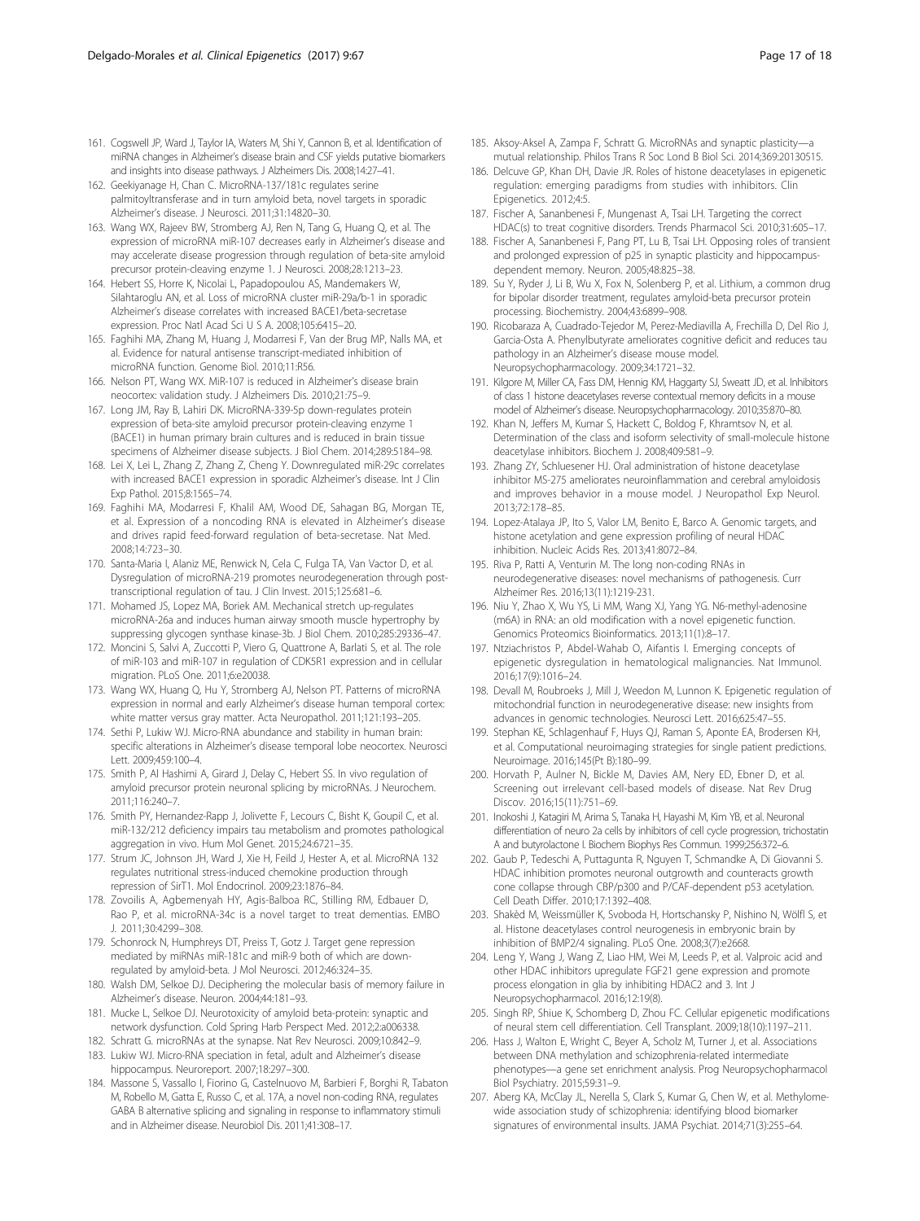161. Cogswell JP, Ward J, Taylor IA, Waters M, Shi Y, Cannon B, et al. Identification of miRNA changes in Alzheimer's disease brain and CSF yields putative biomarkers and insights into disease pathways. J Alzheimers Dis. 2008;14:27–41.
162. Geekiyanage H, Chan C. MicroRNA-137/181c regulates serine palmitoyltransferase and in turn amyloid beta, novel targets in sporadic Alzheimer's disease. J Neurosci. 2011;31:14820–30.
163. Wang WX, Rajeev BW, Stromberg AJ, Ren N, Tang G, Huang Q, et al. The expression of microRNA miR-107 decreases early in Alzheimer's disease and may accelerate disease progression through regulation of beta-site amyloid precursor protein-cleaving enzyme 1. J Neurosci. 2008;28:1213–23.
164. Hebert SS, Horre K, Nicolai L, Papadopoulou AS, Mandemakers W, Silahtaroglu AN, et al. Loss of microRNA cluster miR-29a/b-1 in sporadic Alzheimer's disease correlates with increased BACE1/beta-secretase expression. Proc Natl Acad Sci U S A. 2008;105:6415–20.
165. Faghihi MA, Zhang M, Huang J, Modarresi F, Van der Brug MP, Nalls MA, et al. Evidence for natural antisense transcript-mediated inhibition of microRNA function. Genome Biol. 2010;11:R56.
166. Nelson PT, Wang WX. MiR-107 is reduced in Alzheimer's disease brain neocortex: validation study. J Alzheimers Dis. 2010;21:75–9.
167. Long JM, Ray B, Lahiri DK. MicroRNA-339-5p down-regulates protein expression of beta-site amyloid precursor protein-cleaving enzyme 1 (BACE1) in human primary brain cultures and is reduced in brain tissue specimens of Alzheimer disease subjects. J Biol Chem. 2014;289:5184–98.
168. Lei X, Lei L, Zhang Z, Zhang Z, Cheng Y. Downregulated miR-29c correlates with increased BACE1 expression in sporadic Alzheimer's disease. Int J Clin Exp Pathol. 2015;8:1565–74.
169. Faghihi MA, Modarresi F, Khalil AM, Wood DE, Sahagan BG, Morgan TE, et al. Expression of a noncoding RNA is elevated in Alzheimer's disease and drives rapid feed-forward regulation of beta-secretase. Nat Med. 2008;14:723–30.
170. Santa-Maria I, Alaniz ME, Renwick N, Cela C, Fulga TA, Van Vactor D, et al. Dysregulation of microRNA-219 promotes neurodegeneration through post-transcriptional regulation of tau. J Clin Invest. 2015;125:681–6.
171. Mohamed JS, Lopez MA, Boriek AM. Mechanical stretch up-regulates microRNA-26a and induces human airway smooth muscle hypertrophy by suppressing glycogen synthase kinase-3b. J Biol Chem. 2010;285:29336–47.
172. Moncini S, Salvi A, Zuccotti P, Viero G, Quattrone A, Barlati S, et al. The role of miR-103 and miR-107 in regulation of CDK5R1 expression and in cellular migration. PLoS One. 2011;6:e20038.
173. Wang WX, Huang Q, Hu Y, Stromberg AJ, Nelson PT. Patterns of microRNA expression in normal and early Alzheimer's disease human temporal cortex: white matter versus gray matter. Acta Neuropathol. 2011;121:193–205.
174. Sethi P, Lukiw WJ. Micro-RNA abundance and stability in human brain: specific alterations in Alzheimer's disease temporal lobe neocortex. Neurosci Lett. 2009;459:100–4.
175. Smith P, Al Hashimi A, Girard J, Delay C, Hebert SS. In vivo regulation of amyloid precursor protein neuronal splicing by microRNAs. J Neurochem. 2011;116:240–7.
176. Smith PY, Hernandez-Rapp J, Jolivette F, Lecours C, Bisht K, Goupil C, et al. miR-132/212 deficiency impairs tau metabolism and promotes pathological aggregation in vivo. Hum Mol Genet. 2015;24:6721–35.
177. Strum JC, Johnson JH, Ward J, Xie H, Feild J, Hester A, et al. MicroRNA 132 regulates nutritional stress-induced chemokine production through repression of SirT1. Mol Endocrinol. 2009;23:1876–84.
178. Zovoilis A, Agbemenyah HY, Agis-Balboa RC, Stilling RM, Edbauer D, Rao P, et al. microRNA-34c is a novel target to treat dementias. EMBO J. 2011;30:4299–308.
179. Schonrock N, Humphreys DT, Preiss T, Gotz J. Target gene repression mediated by miRNAs miR-181c and miR-9 both of which are down-regulated by amyloid-beta. J Mol Neurosci. 2012;46:324–35.
180. Walsh DM, Selkoe DJ. Deciphering the molecular basis of memory failure in Alzheimer's disease. Neuron. 2004;44:181–93.
181. Mucke L, Selkoe DJ. Neurotoxicity of amyloid beta-protein: synaptic and network dysfunction. Cold Spring Harb Perspect Med. 2012;2:a006338.
182. Schratt G. microRNAs at the synapse. Nat Rev Neurosci. 2009;10:842–9.
183. Lukiw WJ. Micro-RNA speciation in fetal, adult and Alzheimer's disease hippocampus. Neuroreport. 2007;18:297–300.
184. Massone S, Vassallo I, Fiorino G, Castelnuovo M, Barbieri F, Borghi R, Tabaton M, Robello M, Gatta E, Russo C, et al. 17A, a novel non-coding RNA, regulates GABA B alternative splicing and signaling in response to inflammatory stimuli and in Alzheimer disease. Neurobiol Dis. 2011;41:308–17.
185. Aksoy-Aksel A, Zampa F, Schratt G. MicroRNAs and synaptic plasticity—a mutual relationship. Philos Trans R Soc Lond B Biol Sci. 2014;369:20130515.
186. Delcuve GP, Khan DH, Davie JR. Roles of histone deacetylases in epigenetic regulation: emerging paradigms from studies with inhibitors. Clin Epigenetics. 2012;4:5.
187. Fischer A, Sananbenesi F, Mungenast A, Tsai LH. Targeting the correct HDAC(s) to treat cognitive disorders. Trends Pharmacol Sci. 2010;31:605–17.
188. Fischer A, Sananbenesi F, Pang PT, Lu B, Tsai LH. Opposing roles of transient and prolonged expression of p25 in synaptic plasticity and hippocampus-dependent memory. Neuron. 2005;48:825–38.
189. Su Y, Ryder J, Li B, Wu X, Fox N, Solenberg P, et al. Lithium, a common drug for bipolar disorder treatment, regulates amyloid-beta precursor protein processing. Biochemistry. 2004;43:6899–908.
190. Ricobaraza A, Cuadrado-Tejedor M, Perez-Mediavilla A, Frechilla D, Del Rio J, Garcia-Osta A. Phenylbutyrate ameliorates cognitive deficit and reduces tau pathology in an Alzheimer's disease mouse model. Neuropsychopharmacology. 2009;34:1721–32.
191. Kilgore M, Miller CA, Fass DM, Hennig KM, Haggarty SJ, Sweatt JD, et al. Inhibitors of class 1 histone deacetylases reverse contextual memory deficits in a mouse model of Alzheimer's disease. Neuropsychopharmacology. 2010;35:870–80.
192. Khan N, Jeffers M, Kumar S, Hackett C, Boldog F, Khramtsov N, et al. Determination of the class and isoform selectivity of small-molecule histone deacetylase inhibitors. Biochem J. 2008;409:581–9.
193. Zhang ZY, Schluesener HJ. Oral administration of histone deacetylase inhibitor MS-275 ameliorates neuroinflammation and cerebral amyloidosis and improves behavior in a mouse model. J Neuropathol Exp Neurol. 2013;72:178–85.
194. Lopez-Atalaya JP, Ito S, Valor LM, Benito E, Barco A. Genomic targets, and histone acetylation and gene expression profiling of neural HDAC inhibition. Nucleic Acids Res. 2013;41:8072–84.
195. Riva P, Ratti A, Venturin M. The long non-coding RNAs in neurodegenerative diseases: novel mechanisms of pathogenesis. Curr Alzheimer Res. 2016;13(11):1219-231.
196. Niu Y, Zhao X, Wu YS, Li MM, Wang XJ, Yang YG. N6-methyl-adenosine (m6A) in RNA: an old modification with a novel epigenetic function. Genomics Proteomics Bioinformatics. 2013;11(1):8–17.
197. Ntziachristos P, Abdel-Wahab O, Aifantis I. Emerging concepts of epigenetic dysregulation in hematological malignancies. Nat Immunol. 2016;17(9):1016–24.
198. Devall M, Roubroeks J, Mill J, Weedon M, Lunnon K. Epigenetic regulation of mitochondrial function in neurodegenerative disease: new insights from advances in genomic technologies. Neurosci Lett. 2016;625:47–55.
199. Stephan KE, Schlagenhauf F, Huys QJ, Raman S, Aponte EA, Brodersen KH, et al. Computational neuroimaging strategies for single patient predictions. Neuroimage. 2016;145(Pt B):180–99.
200. Horvath P, Aulner N, Bickle M, Davies AM, Nery ED, Ebner D, et al. Screening out irrelevant cell-based models of disease. Nat Rev Drug Discov. 2016;15(11):751–69.
201. Inokoshi J, Katagiri M, Arima S, Tanaka H, Hayashi M, Kim YB, et al. Neuronal differentiation of neuro 2a cells by inhibitors of cell cycle progression, trichostatin A and butyrolactone I. Biochem Biophys Res Commun. 1999;256:372–6.
202. Gaub P, Tedeschi A, Puttagunta R, Nguyen T, Schmandke A, Di Giovanni S. HDAC inhibition promotes neuronal outgrowth and counteracts growth cone collapse through CBP/p300 and P/CAF-dependent p53 acetylation. Cell Death Differ. 2010;17:1392–408.
203. Shakèd M, Weissmüller K, Svoboda H, Hortschansky P, Nishino N, Wölfl S, et al. Histone deacetylases control neurogenesis in embryonic brain by inhibition of BMP2/4 signaling. PLoS One. 2008;3(7):e2668.
204. Leng Y, Wang J, Wang Z, Liao HM, Wei M, Leeds P, et al. Valproic acid and other HDAC inhibitors upregulate FGF21 gene expression and promote process elongation in glia by inhibiting HDAC2 and 3. Int J Neuropsychopharmacol. 2016;12:19(8).
205. Singh RP, Shiue K, Schomberg D, Zhou FC. Cellular epigenetic modifications of neural stem cell differentiation. Cell Transplant. 2009;18(10):1197–211.
206. Hass J, Walton E, Wright C, Beyer A, Scholz M, Turner J, et al. Associations between DNA methylation and schizophrenia-related intermediate phenotypes—a gene set enrichment analysis. Prog Neuropsychopharmacol Biol Psychiatry. 2015;59:31–9.
207. Aberg KA, McClay JL, Nerella S, Clark S, Kumar G, Chen W, et al. Methylome-wide association study of schizophrenia: identifying blood biomarker signatures of environmental insults. JAMA Psychiat. 2014;71(3):255–64.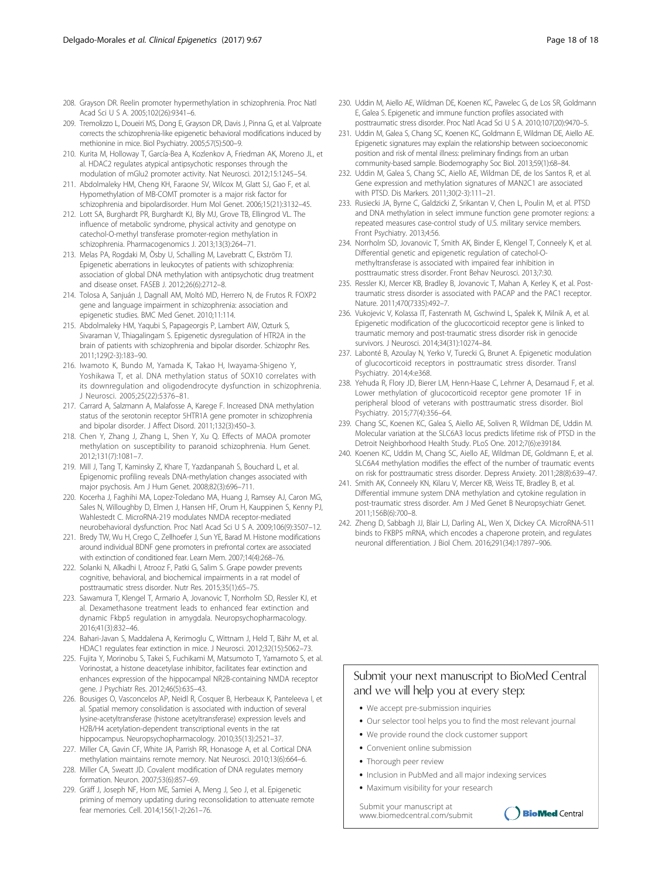208. Grayson DR. Reelin promoter hypermethylation in schizophrenia. Proc Natl Acad Sci U S A. 2005;102(26):9341–6.
209. Tremolizzo L, Doueiri MS, Dong E, Grayson DR, Davis J, Pinna G, et al. Valproate corrects the schizophrenia-like epigenetic behavioral modifications induced by methionine in mice. Biol Psychiatry. 2005;57(5):500–9.
210. Kurita M, Holloway T, García-Bea A, Kozlenkov A, Friedman AK, Moreno JL, et al. HDAC2 regulates atypical antipsychotic responses through the modulation of mGlu2 promoter activity. Nat Neurosci. 2012;15:1245–54.
211. Abdolmaleky HM, Cheng KH, Faraone SV, Wilcox M, Glatt SJ, Gao F, et al. Hypomethylation of MB-COMT promoter is a major risk factor for schizophrenia and bipolardisorder. Hum Mol Genet. 2006;15(21):3132–45.
212. Lott SA, Burghardt PR, Burghardt KJ, Bly MJ, Grove TB, Ellingrod VL. The influence of metabolic syndrome, physical activity and genotype on catechol-O-methyl transferase promoter-region methylation in schizophrenia. Pharmacogenomics J. 2013;13(3):264–71.
213. Melas PA, Rogdaki M, Ösby U, Schalling M, Lavebratt C, Ekström TJ. Epigenetic aberrations in leukocytes of patients with schizophrenia: association of global DNA methylation with antipsychotic drug treatment and disease onset. FASEB J. 2012;26(6):2712–8.
214. Tolosa A, Sanjuán J, Dagnall AM, Moltó MD, Herrero N, de Frutos R. FOXP2 gene and language impairment in schizophrenia: association and epigenetic studies. BMC Med Genet. 2010;11:114.
215. Abdolmaleky HM, Yaqubi S, Papageorgis P, Lambert AW, Ozturk S, Sivaraman V, Thiagalingam S. Epigenetic dysregulation of HTR2A in the brain of patients with schizophrenia and bipolar disorder. Schizophr Res. 2011;129(2-3):183–90.
216. Iwamoto K, Bundo M, Yamada K, Takao H, Iwayama-Shigeno Y, Yoshikawa T, et al. DNA methylation status of SOX10 correlates with its downregulation and oligodendrocyte dysfunction in schizophrenia. J Neurosci. 2005;25(22):5376–81.
217. Carrard A, Salzmann A, Malafosse A, Karege F. Increased DNA methylation status of the serotonin receptor 5HTR1A gene promoter in schizophrenia and bipolar disorder. J Affect Disord. 2011;132(3):450–3.
218. Chen Y, Zhang J, Zhang L, Shen Y, Xu Q. Effects of MAOA promoter methylation on susceptibility to paranoid schizophrenia. Hum Genet. 2012;131(7):1081–7.
219. Mill J, Tang T, Kaminsky Z, Khare T, Yazdanpanah S, Bouchard L, et al. Epigenomic profiling reveals DNA-methylation changes associated with major psychosis. Am J Hum Genet. 2008;82(3):696–711.
220. Kocerha J, Faghihi MA, Lopez-Toledano MA, Huang J, Ramsey AJ, Caron MG, Sales N, Willoughby D, Elmen J, Hansen HF, Orum H, Kauppinen S, Kenny PJ, Wahlestedt C. MicroRNA-219 modulates NMDA receptor-mediated neurobehavioral dysfunction. Proc Natl Acad Sci U S A. 2009;106(9):3507–12.
221. Bredy TW, Wu H, Crego C, Zellhoefer J, Sun YE, Barad M. Histone modifications around individual BDNF gene promoters in prefrontal cortex are associated with extinction of conditioned fear. Learn Mem. 2007;14(4):268–76.
222. Solanki N, Alkadhi I, Atrooz F, Patki G, Salim S. Grape powder prevents cognitive, behavioral, and biochemical impairments in a rat model of posttraumatic stress disorder. Nutr Res. 2015;35(1):65–75.
223. Sawamura T, Klengel T, Armario A, Jovanovic T, Norrholm SD, Ressler KJ, et al. Dexamethasone treatment leads to enhanced fear extinction and dynamic Fkbp5 regulation in amygdala. Neuropsychopharmacology. 2016;41(3):832–46.
224. Bahari-Javan S, Maddalena A, Kerimoglu C, Wittnam J, Held T, Bähr M, et al. HDAC1 regulates fear extinction in mice. J Neurosci. 2012;32(15):5062–73.
225. Fujita Y, Morinobu S, Takei S, Fuchikami M, Matsumoto T, Yamamoto S, et al. Vorinostat, a histone deacetylase inhibitor, facilitates fear extinction and enhances expression of the hippocampal NR2B-containing NMDA receptor gene. J Psychiatr Res. 2012;46(5):635–43.
226. Bousiges O, Vasconcelos AP, Neidl R, Cosquer B, Herbeaux K, Panteleeva I, et al. Spatial memory consolidation is associated with induction of several lysine-acetyltransferase (histone acetyltransferase) expression levels and H2B/H4 acetylation-dependent transcriptional events in the rat hippocampus. Neuropsychopharmacology. 2010;35(13):2521–37.
227. Miller CA, Gavin CF, White JA, Parrish RR, Honasoge A, et al. Cortical DNA methylation maintains remote memory. Nat Neurosci. 2010;13(6):664–6.
228. Miller CA, Sweatt JD. Covalent modification of DNA regulates memory formation. Neuron. 2007;53(6):857–69.
229. Gräff J, Joseph NF, Horn ME, Samiei A, Meng J, Seo J, et al. Epigenetic priming of memory updating during reconsolidation to attenuate remote fear memories. Cell. 2014;156(1-2):261–76.
230. Uddin M, Aiello AE, Wildman DE, Koenen KC, Pawelec G, de Los SR, Goldmann E, Galea S. Epigenetic and immune function profiles associated with posttraumatic stress disorder. Proc Natl Acad Sci U S A. 2010;107(20):9470–5.
231. Uddin M, Galea S, Chang SC, Koenen KC, Goldmann E, Wildman DE, Aiello AE. Epigenetic signatures may explain the relationship between socioeconomic position and risk of mental illness: preliminary findings from an urban community-based sample. Biodemography Soc Biol. 2013;59(1):68–84.
232. Uddin M, Galea S, Chang SC, Aiello AE, Wildman DE, de los Santos R, et al. Gene expression and methylation signatures of MAN2C1 are associated with PTSD. Dis Markers. 2011;30(2-3):111–21.
233. Rusiecki JA, Byrne C, Galdzicki Z, Srikantan V, Chen L, Poulin M, et al. PTSD and DNA methylation in select immune function gene promoter regions: a repeated measures case-control study of U.S. military service members. Front Psychiatry. 2013;4:56.
234. Norrholm SD, Jovanovic T, Smith AK, Binder E, Klengel T, Conneely K, et al. Differential genetic and epigenetic regulation of catechol-O-methyltransferase is associated with impaired fear inhibition in posttraumatic stress disorder. Front Behav Neurosci. 2013;7:30.
235. Ressler KJ, Mercer KB, Bradley B, Jovanovic T, Mahan A, Kerley K, et al. Post-traumatic stress disorder is associated with PACAP and the PAC1 receptor. Nature. 2011;470(7335):492–7.
236. Vukojevic V, Kolassa IT, Fastenrath M, Gschwind L, Spalek K, Milnik A, et al. Epigenetic modification of the glucocorticoid receptor gene is linked to traumatic memory and post-traumatic stress disorder risk in genocide survivors. J Neurosci. 2014;34(31):10274–84.
237. Labonté B, Azoulay N, Yerko V, Turecki G, Brunet A. Epigenetic modulation of glucocorticoid receptors in posttraumatic stress disorder. Transl Psychiatry. 2014;4:e368.
238. Yehuda R, Flory JD, Bierer LM, Henn-Haase C, Lehrner A, Desarnaud F, et al. Lower methylation of glucocorticoid receptor gene promoter 1F in peripheral blood of veterans with posttraumatic stress disorder. Biol Psychiatry. 2015;77(4):356–64.
239. Chang SC, Koenen KC, Galea S, Aiello AE, Soliven R, Wildman DE, Uddin M. Molecular variation at the SLC6A3 locus predicts lifetime risk of PTSD in the Detroit Neighborhood Health Study. PLoS One. 2012;7(6):e39184.
240. Koenen KC, Uddin M, Chang SC, Aiello AE, Wildman DE, Goldmann E, et al. SLC6A4 methylation modifies the effect of the number of traumatic events on risk for posttraumatic stress disorder. Depress Anxiety. 2011;28(8):639–47.
241. Smith AK, Conneely KN, Kilaru V, Mercer KB, Weiss TE, Bradley B, et al. Differential immune system DNA methylation and cytokine regulation in post-traumatic stress disorder. Am J Med Genet B Neuropsychiatr Genet. 2011;156B(6):700–8.
242. Zheng D, Sabbagh JJ, Blair LJ, Darling AL, Wen X, Dickey CA. MicroRNA-511 binds to FKBP5 mRNA, which encodes a chaperone protein, and regulates neuronal differentiation. J Biol Chem. 2016;291(34):17897–906.

Submit your next manuscript to BioMed Central and we will help you at every step:

- We accept pre-submission inquiries
- Our selector tool helps you to find the most relevant journal
- We provide round the clock customer support
- Convenient online submission
- Thorough peer review
- Inclusion in PubMed and all major indexing services
- Maximum visibility for your research

Submit your manuscript at www.biomedcentral.com/submit

BioMed Central